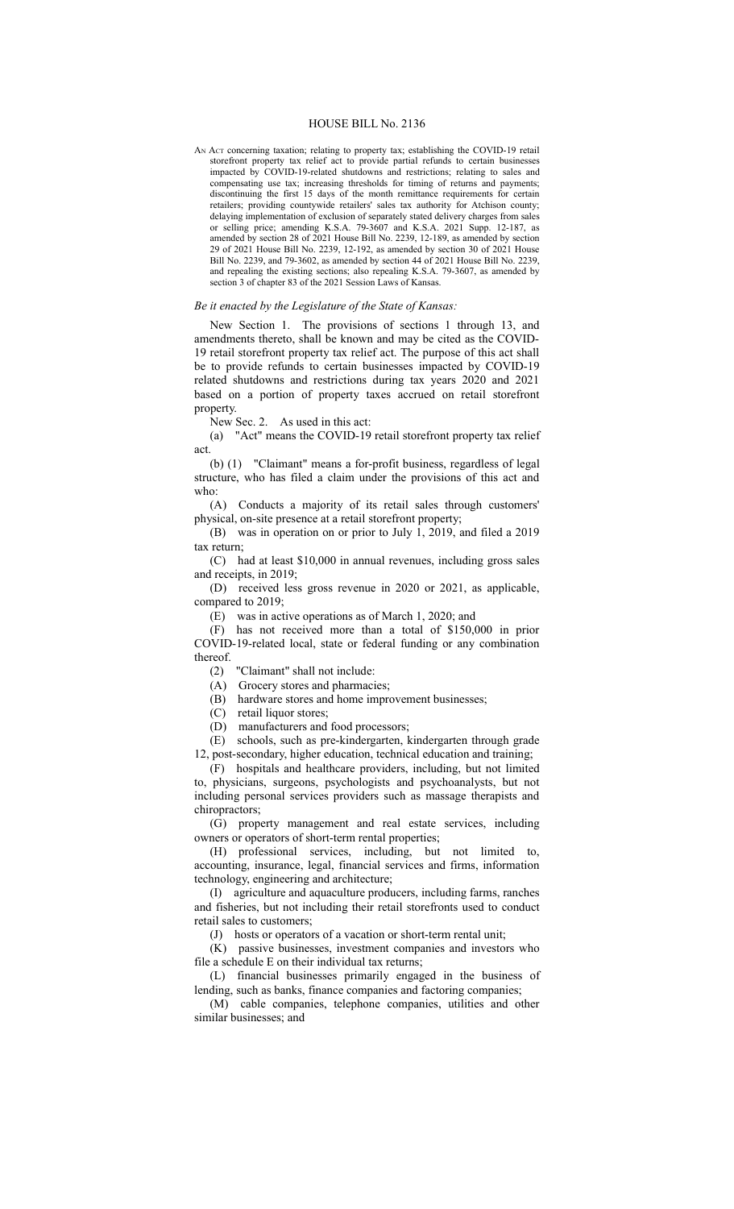# HOUSE BILL No. 2136

AN ACT concerning taxation; relating to property tax; establishing the COVID-19 retail storefront property tax relief act to provide partial refunds to certain businesses impacted by COVID-19-related shutdowns and restrictions; relating to sales and compensating use tax; increasing thresholds for timing of returns and payments; discontinuing the first 15 days of the month remittance requirements for certain retailers; providing countywide retailers' sales tax authority for Atchison county; delaying implementation of exclusion of separately stated delivery charges from sales or selling price; amending K.S.A. 79-3607 and K.S.A. 2021 Supp. 12-187, as amended by section 28 of 2021 House Bill No. 2239, 12-189, as amended by section 29 of 2021 House Bill No. 2239, 12-192, as amended by section 30 of 2021 House Bill No. 2239, and 79-3602, as amended by section 44 of 2021 House Bill No. 2239, and repealing the existing sections; also repealing K.S.A. 79-3607, as amended by section 3 of chapter 83 of the 2021 Session Laws of Kansas.

*Be it enacted by the Legislature of the State of Kansas:*

New Section 1. The provisions of sections 1 through 13, and amendments thereto, shall be known and may be cited as the COVID-19 retail storefront property tax relief act. The purpose of this act shall be to provide refunds to certain businesses impacted by COVID-19 related shutdowns and restrictions during tax years 2020 and 2021 based on a portion of property taxes accrued on retail storefront property.

New Sec. 2. As used in this act:

(a) "Act" means the COVID-19 retail storefront property tax relief act.

(b) (1) "Claimant" means a for-profit business, regardless of legal structure, who has filed a claim under the provisions of this act and who:

(A) Conducts a majority of its retail sales through customers' physical, on-site presence at a retail storefront property;

(B) was in operation on or prior to July 1, 2019, and filed a 2019 tax return;

(C) had at least $10,000 in annual revenues, including gross sales and receipts, in 2019;

(D) received less gross revenue in 2020 or 2021, as applicable, compared to 2019;

(E) was in active operations as of March 1, 2020; and

(F) has not received more than a total of $150,000 in prior COVID-19-related local, state or federal funding or any combination thereof.

(2) "Claimant" shall not include:

(A) Grocery stores and pharmacies;

(B) hardware stores and home improvement businesses;

(C) retail liquor stores;

(D) manufacturers and food processors;

(E) schools, such as pre-kindergarten, kindergarten through grade 12, post-secondary, higher education, technical education and training;

(F) hospitals and healthcare providers, including, but not limited to, physicians, surgeons, psychologists and psychoanalysts, but not including personal services providers such as massage therapists and chiropractors;

(G) property management and real estate services, including owners or operators of short-term rental properties;

(H) professional services, including, but not limited to, accounting, insurance, legal, financial services and firms, information technology, engineering and architecture;

(I) agriculture and aquaculture producers, including farms, ranches and fisheries, but not including their retail storefronts used to conduct retail sales to customers;

(J) hosts or operators of a vacation or short-term rental unit;

(K) passive businesses, investment companies and investors who file a schedule E on their individual tax returns;

(L) financial businesses primarily engaged in the business of lending, such as banks, finance companies and factoring companies;

(M) cable companies, telephone companies, utilities and other similar businesses; and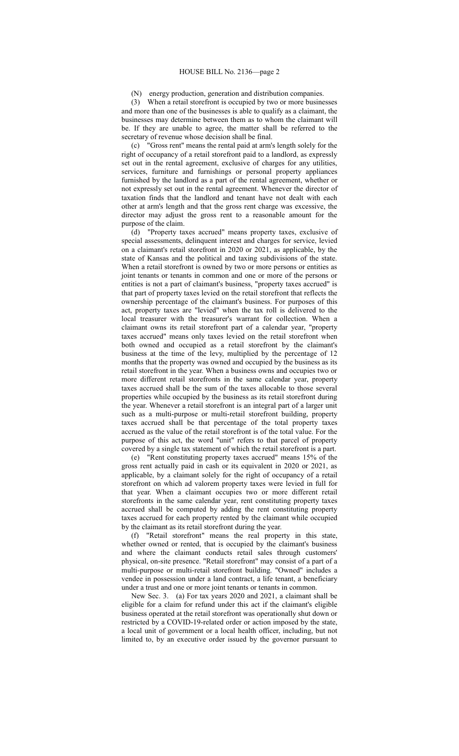(N) energy production, generation and distribution companies.

(3) When a retail storefront is occupied by two or more businesses and more than one of the businesses is able to qualify as a claimant, the businesses may determine between them as to whom the claimant will be. If they are unable to agree, the matter shall be referred to the secretary of revenue whose decision shall be final.

(c) "Gross rent" means the rental paid at arm's length solely for the right of occupancy of a retail storefront paid to a landlord, as expressly set out in the rental agreement, exclusive of charges for any utilities, services, furniture and furnishings or personal property appliances furnished by the landlord as a part of the rental agreement, whether or not expressly set out in the rental agreement. Whenever the director of taxation finds that the landlord and tenant have not dealt with each other at arm's length and that the gross rent charge was excessive, the director may adjust the gross rent to a reasonable amount for the purpose of the claim.

(d) "Property taxes accrued" means property taxes, exclusive of special assessments, delinquent interest and charges for service, levied on a claimant's retail storefront in 2020 or 2021, as applicable, by the state of Kansas and the political and taxing subdivisions of the state. When a retail storefront is owned by two or more persons or entities as joint tenants or tenants in common and one or more of the persons or entities is not a part of claimant's business, "property taxes accrued" is that part of property taxes levied on the retail storefront that reflects the ownership percentage of the claimant's business. For purposes of this act, property taxes are "levied" when the tax roll is delivered to the local treasurer with the treasurer's warrant for collection. When a claimant owns its retail storefront part of a calendar year, "property taxes accrued" means only taxes levied on the retail storefront when both owned and occupied as a retail storefront by the claimant's business at the time of the levy, multiplied by the percentage of 12 months that the property was owned and occupied by the business as its retail storefront in the year. When a business owns and occupies two or more different retail storefronts in the same calendar year, property taxes accrued shall be the sum of the taxes allocable to those several properties while occupied by the business as its retail storefront during the year. Whenever a retail storefront is an integral part of a larger unit such as a multi-purpose or multi-retail storefront building, property taxes accrued shall be that percentage of the total property taxes accrued as the value of the retail storefront is of the total value. For the purpose of this act, the word "unit" refers to that parcel of property covered by a single tax statement of which the retail storefront is a part.

(e) "Rent constituting property taxes accrued" means 15% of the gross rent actually paid in cash or its equivalent in 2020 or 2021, as applicable, by a claimant solely for the right of occupancy of a retail storefront on which ad valorem property taxes were levied in full for that year. When a claimant occupies two or more different retail storefronts in the same calendar year, rent constituting property taxes accrued shall be computed by adding the rent constituting property taxes accrued for each property rented by the claimant while occupied by the claimant as its retail storefront during the year.

(f) "Retail storefront" means the real property in this state, whether owned or rented, that is occupied by the claimant's business and where the claimant conducts retail sales through customers' physical, on-site presence. "Retail storefront" may consist of a part of a multi-purpose or multi-retail storefront building. "Owned" includes a vendee in possession under a land contract, a life tenant, a beneficiary under a trust and one or more joint tenants or tenants in common.

New Sec. 3. (a) For tax years 2020 and 2021, a claimant shall be eligible for a claim for refund under this act if the claimant's eligible business operated at the retail storefront was operationally shut down or restricted by a COVID-19-related order or action imposed by the state, a local unit of government or a local health officer, including, but not limited to, by an executive order issued by the governor pursuant to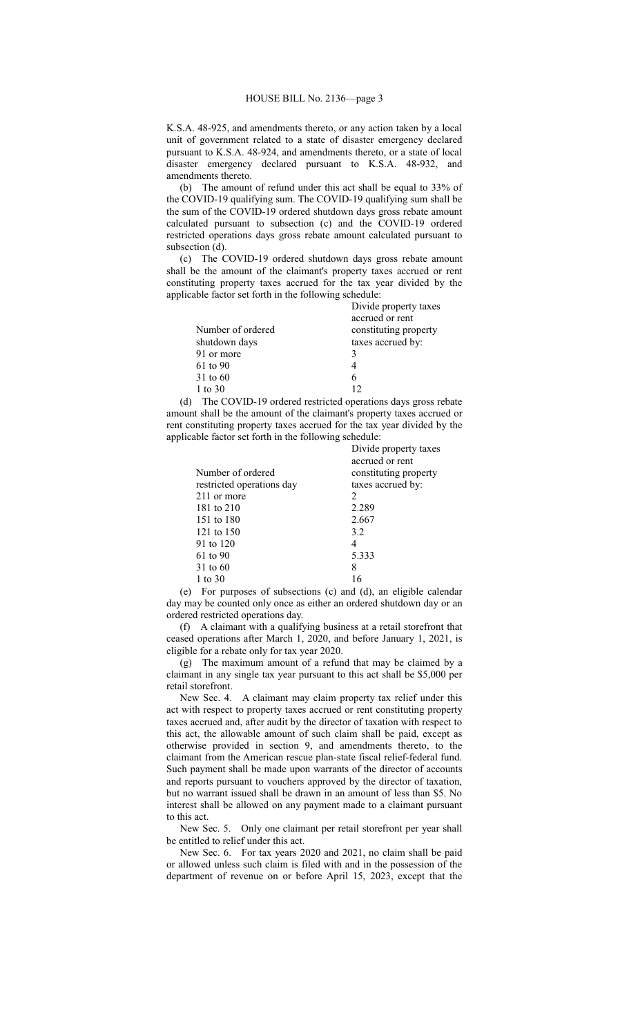K.S.A. 48-925, and amendments thereto, or any action taken by a local unit of government related to a state of disaster emergency declared pursuant to K.S.A. 48-924, and amendments thereto, or a state of local disaster emergency declared pursuant to K.S.A. 48-932, and amendments thereto.

(b) The amount of refund under this act shall be equal to 33% of the COVID-19 qualifying sum. The COVID-19 qualifying sum shall be the sum of the COVID-19 ordered shutdown days gross rebate amount calculated pursuant to subsection (c) and the COVID-19 ordered restricted operations days gross rebate amount calculated pursuant to subsection (d).

(c) The COVID-19 ordered shutdown days gross rebate amount shall be the amount of the claimant's property taxes accrued or rent constituting property taxes accrued for the tax year divided by the applicable factor set forth in the following schedule:

| Number of ordered shutdown days | Divide property taxes accrued or rent constituting property taxes accrued by: |
|---|---|
| 91 or more | 3 |
| 61 to 90 | 4 |
| 31 to 60 | 6 |
| 1 to 30 | 12 |

(d) The COVID-19 ordered restricted operations days gross rebate amount shall be the amount of the claimant's property taxes accrued or rent constituting property taxes accrued for the tax year divided by the applicable factor set forth in the following schedule:

| Number of ordered restricted operations day | Divide property taxes accrued or rent constituting property taxes accrued by: |
|---|---|
| 211 or more | 2 |
| 181 to 210 | 2.289 |
| 151 to 180 | 2.667 |
| 121 to 150 | 3.2 |
| 91 to 120 | 4 |
| 61 to 90 | 5.333 |
| 31 to 60 | 8 |
| 1 to 30 | 16 |

(e) For purposes of subsections (c) and (d), an eligible calendar day may be counted only once as either an ordered shutdown day or an ordered restricted operations day.

(f) A claimant with a qualifying business at a retail storefront that ceased operations after March 1, 2020, and before January 1, 2021, is eligible for a rebate only for tax year 2020.

(g) The maximum amount of a refund that may be claimed by a claimant in any single tax year pursuant to this act shall be $5,000 per retail storefront.

New Sec. 4. A claimant may claim property tax relief under this act with respect to property taxes accrued or rent constituting property taxes accrued and, after audit by the director of taxation with respect to this act, the allowable amount of such claim shall be paid, except as otherwise provided in section 9, and amendments thereto, to the claimant from the American rescue plan-state fiscal relief-federal fund. Such payment shall be made upon warrants of the director of accounts and reports pursuant to vouchers approved by the director of taxation, but no warrant issued shall be drawn in an amount of less than $5. No interest shall be allowed on any payment made to a claimant pursuant to this act.

New Sec. 5. Only one claimant per retail storefront per year shall be entitled to relief under this act.

New Sec. 6. For tax years 2020 and 2021, no claim shall be paid or allowed unless such claim is filed with and in the possession of the department of revenue on or before April 15, 2023, except that the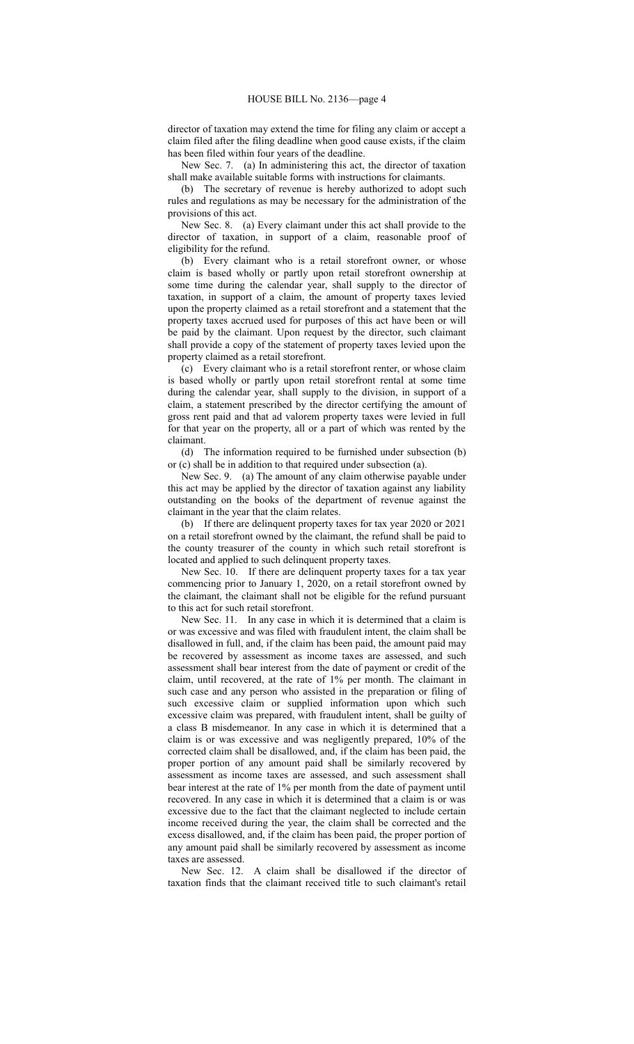director of taxation may extend the time for filing any claim or accept a claim filed after the filing deadline when good cause exists, if the claim has been filed within four years of the deadline.

New Sec. 7. (a) In administering this act, the director of taxation shall make available suitable forms with instructions for claimants.

(b) The secretary of revenue is hereby authorized to adopt such rules and regulations as may be necessary for the administration of the provisions of this act.

New Sec. 8. (a) Every claimant under this act shall provide to the director of taxation, in support of a claim, reasonable proof of eligibility for the refund.

(b) Every claimant who is a retail storefront owner, or whose claim is based wholly or partly upon retail storefront ownership at some time during the calendar year, shall supply to the director of taxation, in support of a claim, the amount of property taxes levied upon the property claimed as a retail storefront and a statement that the property taxes accrued used for purposes of this act have been or will be paid by the claimant. Upon request by the director, such claimant shall provide a copy of the statement of property taxes levied upon the property claimed as a retail storefront.

(c) Every claimant who is a retail storefront renter, or whose claim is based wholly or partly upon retail storefront rental at some time during the calendar year, shall supply to the division, in support of a claim, a statement prescribed by the director certifying the amount of gross rent paid and that ad valorem property taxes were levied in full for that year on the property, all or a part of which was rented by the claimant.

(d) The information required to be furnished under subsection (b) or (c) shall be in addition to that required under subsection (a).

New Sec. 9. (a) The amount of any claim otherwise payable under this act may be applied by the director of taxation against any liability outstanding on the books of the department of revenue against the claimant in the year that the claim relates.

(b) If there are delinquent property taxes for tax year 2020 or 2021 on a retail storefront owned by the claimant, the refund shall be paid to the county treasurer of the county in which such retail storefront is located and applied to such delinquent property taxes.

New Sec. 10. If there are delinquent property taxes for a tax year commencing prior to January 1, 2020, on a retail storefront owned by the claimant, the claimant shall not be eligible for the refund pursuant to this act for such retail storefront.

New Sec. 11. In any case in which it is determined that a claim is or was excessive and was filed with fraudulent intent, the claim shall be disallowed in full, and, if the claim has been paid, the amount paid may be recovered by assessment as income taxes are assessed, and such assessment shall bear interest from the date of payment or credit of the claim, until recovered, at the rate of 1% per month. The claimant in such case and any person who assisted in the preparation or filing of such excessive claim or supplied information upon which such excessive claim was prepared, with fraudulent intent, shall be guilty of a class B misdemeanor. In any case in which it is determined that a claim is or was excessive and was negligently prepared, 10% of the corrected claim shall be disallowed, and, if the claim has been paid, the proper portion of any amount paid shall be similarly recovered by assessment as income taxes are assessed, and such assessment shall bear interest at the rate of 1% per month from the date of payment until recovered. In any case in which it is determined that a claim is or was excessive due to the fact that the claimant neglected to include certain income received during the year, the claim shall be corrected and the excess disallowed, and, if the claim has been paid, the proper portion of any amount paid shall be similarly recovered by assessment as income taxes are assessed.

New Sec. 12. A claim shall be disallowed if the director of taxation finds that the claimant received title to such claimant's retail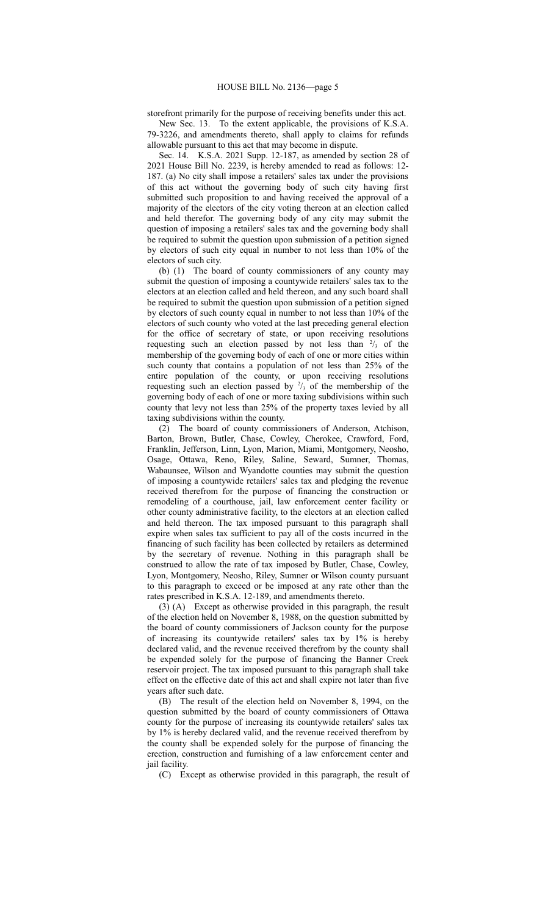storefront primarily for the purpose of receiving benefits under this act.

New Sec. 13. To the extent applicable, the provisions of K.S.A. 79-3226, and amendments thereto, shall apply to claims for refunds allowable pursuant to this act that may become in dispute.

Sec. 14. K.S.A. 2021 Supp. 12-187, as amended by section 28 of 2021 House Bill No. 2239, is hereby amended to read as follows: 12-187. (a) No city shall impose a retailers' sales tax under the provisions of this act without the governing body of such city having first submitted such proposition to and having received the approval of a majority of the electors of the city voting thereon at an election called and held therefor. The governing body of any city may submit the question of imposing a retailers' sales tax and the governing body shall be required to submit the question upon submission of a petition signed by electors of such city equal in number to not less than 10% of the electors of such city.

(b) (1) The board of county commissioners of any county may submit the question of imposing a countywide retailers' sales tax to the electors at an election called and held thereon, and any such board shall be required to submit the question upon submission of a petition signed by electors of such county equal in number to not less than 10% of the electors of such county who voted at the last preceding general election for the office of secretary of state, or upon receiving resolutions requesting such an election passed by not less than $^2/_3$ of the membership of the governing body of each of one or more cities within such county that contains a population of not less than 25% of the entire population of the county, or upon receiving resolutions requesting such an election passed by $^2/_3$ of the membership of the governing body of each of one or more taxing subdivisions within such county that levy not less than 25% of the property taxes levied by all taxing subdivisions within the county.

(2) The board of county commissioners of Anderson, Atchison, Barton, Brown, Butler, Chase, Cowley, Cherokee, Crawford, Ford, Franklin, Jefferson, Linn, Lyon, Marion, Miami, Montgomery, Neosho, Osage, Ottawa, Reno, Riley, Saline, Seward, Sumner, Thomas, Wabaunsee, Wilson and Wyandotte counties may submit the question of imposing a countywide retailers' sales tax and pledging the revenue received therefrom for the purpose of financing the construction or remodeling of a courthouse, jail, law enforcement center facility or other county administrative facility, to the electors at an election called and held thereon. The tax imposed pursuant to this paragraph shall expire when sales tax sufficient to pay all of the costs incurred in the financing of such facility has been collected by retailers as determined by the secretary of revenue. Nothing in this paragraph shall be construed to allow the rate of tax imposed by Butler, Chase, Cowley, Lyon, Montgomery, Neosho, Riley, Sumner or Wilson county pursuant to this paragraph to exceed or be imposed at any rate other than the rates prescribed in K.S.A. 12-189, and amendments thereto.

(3) (A) Except as otherwise provided in this paragraph, the result of the election held on November 8, 1988, on the question submitted by the board of county commissioners of Jackson county for the purpose of increasing its countywide retailers' sales tax by 1% is hereby declared valid, and the revenue received therefrom by the county shall be expended solely for the purpose of financing the Banner Creek reservoir project. The tax imposed pursuant to this paragraph shall take effect on the effective date of this act and shall expire not later than five years after such date.

(B) The result of the election held on November 8, 1994, on the question submitted by the board of county commissioners of Ottawa county for the purpose of increasing its countywide retailers' sales tax by 1% is hereby declared valid, and the revenue received therefrom by the county shall be expended solely for the purpose of financing the erection, construction and furnishing of a law enforcement center and jail facility.

(C) Except as otherwise provided in this paragraph, the result of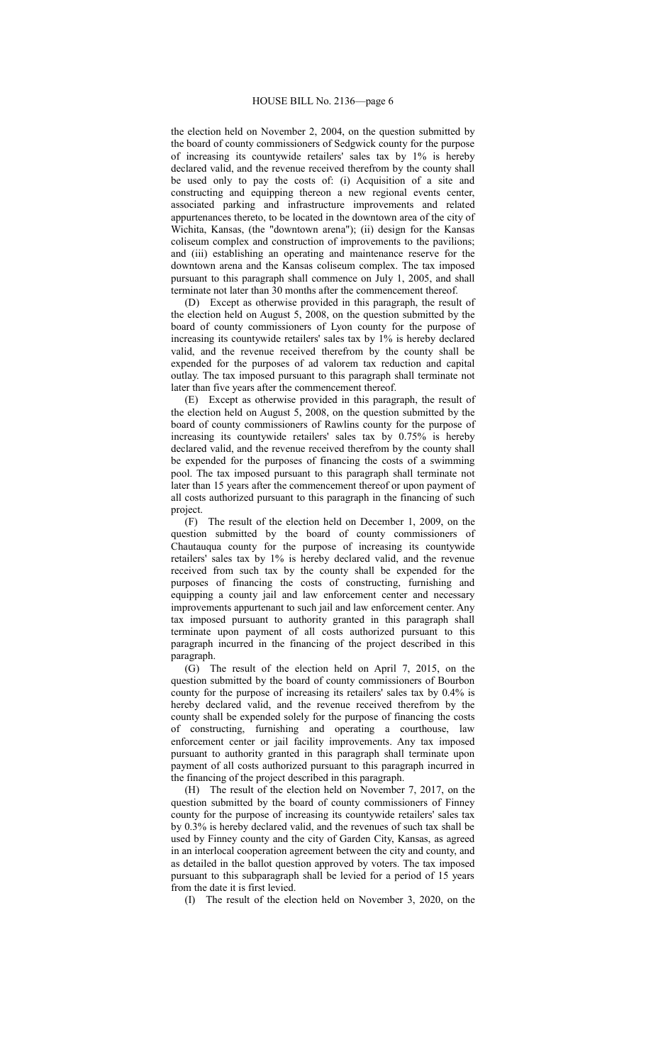the election held on November 2, 2004, on the question submitted by the board of county commissioners of Sedgwick county for the purpose of increasing its countywide retailers' sales tax by 1% is hereby declared valid, and the revenue received therefrom by the county shall be used only to pay the costs of: (i) Acquisition of a site and constructing and equipping thereon a new regional events center, associated parking and infrastructure improvements and related appurtenances thereto, to be located in the downtown area of the city of Wichita, Kansas, (the "downtown arena"); (ii) design for the Kansas coliseum complex and construction of improvements to the pavilions; and (iii) establishing an operating and maintenance reserve for the downtown arena and the Kansas coliseum complex. The tax imposed pursuant to this paragraph shall commence on July 1, 2005, and shall terminate not later than 30 months after the commencement thereof.

(D) Except as otherwise provided in this paragraph, the result of the election held on August 5, 2008, on the question submitted by the board of county commissioners of Lyon county for the purpose of increasing its countywide retailers' sales tax by 1% is hereby declared valid, and the revenue received therefrom by the county shall be expended for the purposes of ad valorem tax reduction and capital outlay. The tax imposed pursuant to this paragraph shall terminate not later than five years after the commencement thereof.

(E) Except as otherwise provided in this paragraph, the result of the election held on August 5, 2008, on the question submitted by the board of county commissioners of Rawlins county for the purpose of increasing its countywide retailers' sales tax by 0.75% is hereby declared valid, and the revenue received therefrom by the county shall be expended for the purposes of financing the costs of a swimming pool. The tax imposed pursuant to this paragraph shall terminate not later than 15 years after the commencement thereof or upon payment of all costs authorized pursuant to this paragraph in the financing of such project.

(F) The result of the election held on December 1, 2009, on the question submitted by the board of county commissioners of Chautauqua county for the purpose of increasing its countywide retailers' sales tax by 1% is hereby declared valid, and the revenue received from such tax by the county shall be expended for the purposes of financing the costs of constructing, furnishing and equipping a county jail and law enforcement center and necessary improvements appurtenant to such jail and law enforcement center. Any tax imposed pursuant to authority granted in this paragraph shall terminate upon payment of all costs authorized pursuant to this paragraph incurred in the financing of the project described in this paragraph.

(G) The result of the election held on April 7, 2015, on the question submitted by the board of county commissioners of Bourbon county for the purpose of increasing its retailers' sales tax by 0.4% is hereby declared valid, and the revenue received therefrom by the county shall be expended solely for the purpose of financing the costs of constructing, furnishing and operating a courthouse, law enforcement center or jail facility improvements. Any tax imposed pursuant to authority granted in this paragraph shall terminate upon payment of all costs authorized pursuant to this paragraph incurred in the financing of the project described in this paragraph.

(H) The result of the election held on November 7, 2017, on the question submitted by the board of county commissioners of Finney county for the purpose of increasing its countywide retailers' sales tax by 0.3% is hereby declared valid, and the revenues of such tax shall be used by Finney county and the city of Garden City, Kansas, as agreed in an interlocal cooperation agreement between the city and county, and as detailed in the ballot question approved by voters. The tax imposed pursuant to this subparagraph shall be levied for a period of 15 years from the date it is first levied.

(I) The result of the election held on November 3, 2020, on the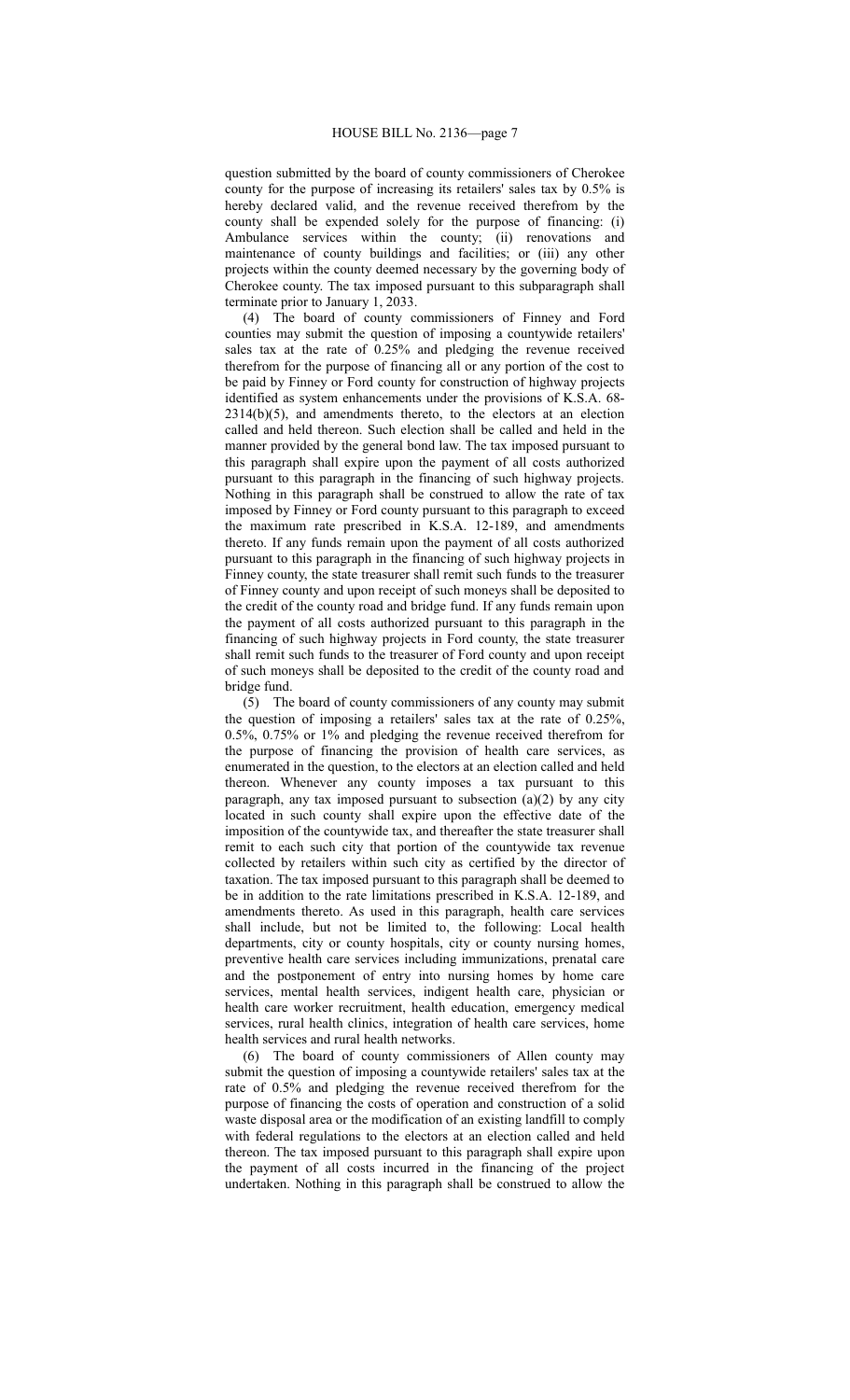question submitted by the board of county commissioners of Cherokee county for the purpose of increasing its retailers' sales tax by 0.5% is hereby declared valid, and the revenue received therefrom by the county shall be expended solely for the purpose of financing: (i) Ambulance services within the county; (ii) renovations and maintenance of county buildings and facilities; or (iii) any other projects within the county deemed necessary by the governing body of Cherokee county. The tax imposed pursuant to this subparagraph shall terminate prior to January 1, 2033.

(4) The board of county commissioners of Finney and Ford counties may submit the question of imposing a countywide retailers' sales tax at the rate of 0.25% and pledging the revenue received therefrom for the purpose of financing all or any portion of the cost to be paid by Finney or Ford county for construction of highway projects identified as system enhancements under the provisions of K.S.A. 68-2314(b)(5), and amendments thereto, to the electors at an election called and held thereon. Such election shall be called and held in the manner provided by the general bond law. The tax imposed pursuant to this paragraph shall expire upon the payment of all costs authorized pursuant to this paragraph in the financing of such highway projects. Nothing in this paragraph shall be construed to allow the rate of tax imposed by Finney or Ford county pursuant to this paragraph to exceed the maximum rate prescribed in K.S.A. 12-189, and amendments thereto. If any funds remain upon the payment of all costs authorized pursuant to this paragraph in the financing of such highway projects in Finney county, the state treasurer shall remit such funds to the treasurer of Finney county and upon receipt of such moneys shall be deposited to the credit of the county road and bridge fund. If any funds remain upon the payment of all costs authorized pursuant to this paragraph in the financing of such highway projects in Ford county, the state treasurer shall remit such funds to the treasurer of Ford county and upon receipt of such moneys shall be deposited to the credit of the county road and bridge fund.

(5) The board of county commissioners of any county may submit the question of imposing a retailers' sales tax at the rate of 0.25%, 0.5%, 0.75% or 1% and pledging the revenue received therefrom for the purpose of financing the provision of health care services, as enumerated in the question, to the electors at an election called and held thereon. Whenever any county imposes a tax pursuant to this paragraph, any tax imposed pursuant to subsection (a)(2) by any city located in such county shall expire upon the effective date of the imposition of the countywide tax, and thereafter the state treasurer shall remit to each such city that portion of the countywide tax revenue collected by retailers within such city as certified by the director of taxation. The tax imposed pursuant to this paragraph shall be deemed to be in addition to the rate limitations prescribed in K.S.A. 12-189, and amendments thereto. As used in this paragraph, health care services shall include, but not be limited to, the following: Local health departments, city or county hospitals, city or county nursing homes, preventive health care services including immunizations, prenatal care and the postponement of entry into nursing homes by home care services, mental health services, indigent health care, physician or health care worker recruitment, health education, emergency medical services, rural health clinics, integration of health care services, home health services and rural health networks.

(6) The board of county commissioners of Allen county may submit the question of imposing a countywide retailers' sales tax at the rate of 0.5% and pledging the revenue received therefrom for the purpose of financing the costs of operation and construction of a solid waste disposal area or the modification of an existing landfill to comply with federal regulations to the electors at an election called and held thereon. The tax imposed pursuant to this paragraph shall expire upon the payment of all costs incurred in the financing of the project undertaken. Nothing in this paragraph shall be construed to allow the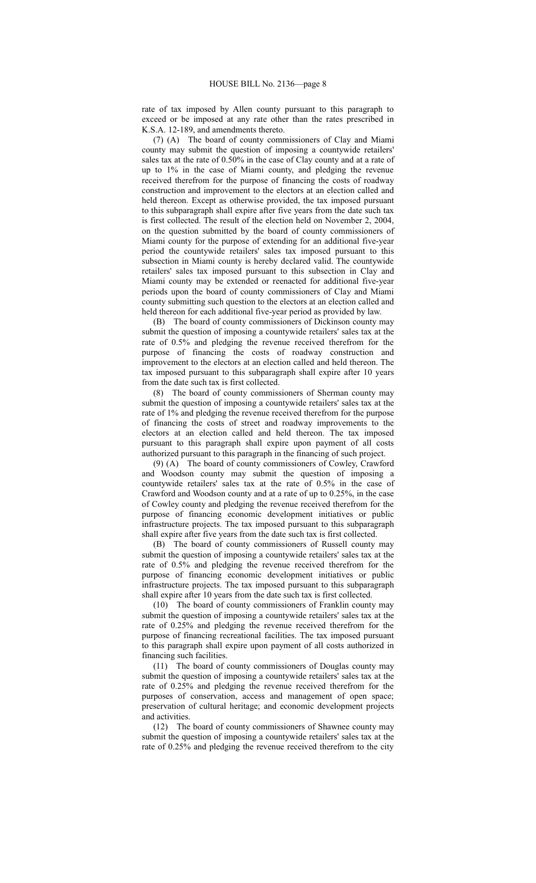rate of tax imposed by Allen county pursuant to this paragraph to exceed or be imposed at any rate other than the rates prescribed in K.S.A. 12-189, and amendments thereto.

(7) (A) The board of county commissioners of Clay and Miami county may submit the question of imposing a countywide retailers' sales tax at the rate of 0.50% in the case of Clay county and at a rate of up to 1% in the case of Miami county, and pledging the revenue received therefrom for the purpose of financing the costs of roadway construction and improvement to the electors at an election called and held thereon. Except as otherwise provided, the tax imposed pursuant to this subparagraph shall expire after five years from the date such tax is first collected. The result of the election held on November 2, 2004, on the question submitted by the board of county commissioners of Miami county for the purpose of extending for an additional five-year period the countywide retailers' sales tax imposed pursuant to this subsection in Miami county is hereby declared valid. The countywide retailers' sales tax imposed pursuant to this subsection in Clay and Miami county may be extended or reenacted for additional five-year periods upon the board of county commissioners of Clay and Miami county submitting such question to the electors at an election called and held thereon for each additional five-year period as provided by law.

(B) The board of county commissioners of Dickinson county may submit the question of imposing a countywide retailers' sales tax at the rate of 0.5% and pledging the revenue received therefrom for the purpose of financing the costs of roadway construction and improvement to the electors at an election called and held thereon. The tax imposed pursuant to this subparagraph shall expire after 10 years from the date such tax is first collected.

(8) The board of county commissioners of Sherman county may submit the question of imposing a countywide retailers' sales tax at the rate of 1% and pledging the revenue received therefrom for the purpose of financing the costs of street and roadway improvements to the electors at an election called and held thereon. The tax imposed pursuant to this paragraph shall expire upon payment of all costs authorized pursuant to this paragraph in the financing of such project.

(9) (A) The board of county commissioners of Cowley, Crawford and Woodson county may submit the question of imposing a countywide retailers' sales tax at the rate of 0.5% in the case of Crawford and Woodson county and at a rate of up to 0.25%, in the case of Cowley county and pledging the revenue received therefrom for the purpose of financing economic development initiatives or public infrastructure projects. The tax imposed pursuant to this subparagraph shall expire after five years from the date such tax is first collected.

(B) The board of county commissioners of Russell county may submit the question of imposing a countywide retailers' sales tax at the rate of 0.5% and pledging the revenue received therefrom for the purpose of financing economic development initiatives or public infrastructure projects. The tax imposed pursuant to this subparagraph shall expire after 10 years from the date such tax is first collected.

(10) The board of county commissioners of Franklin county may submit the question of imposing a countywide retailers' sales tax at the rate of 0.25% and pledging the revenue received therefrom for the purpose of financing recreational facilities. The tax imposed pursuant to this paragraph shall expire upon payment of all costs authorized in financing such facilities.

(11) The board of county commissioners of Douglas county may submit the question of imposing a countywide retailers' sales tax at the rate of 0.25% and pledging the revenue received therefrom for the purposes of conservation, access and management of open space; preservation of cultural heritage; and economic development projects and activities.

(12) The board of county commissioners of Shawnee county may submit the question of imposing a countywide retailers' sales tax at the rate of 0.25% and pledging the revenue received therefrom to the city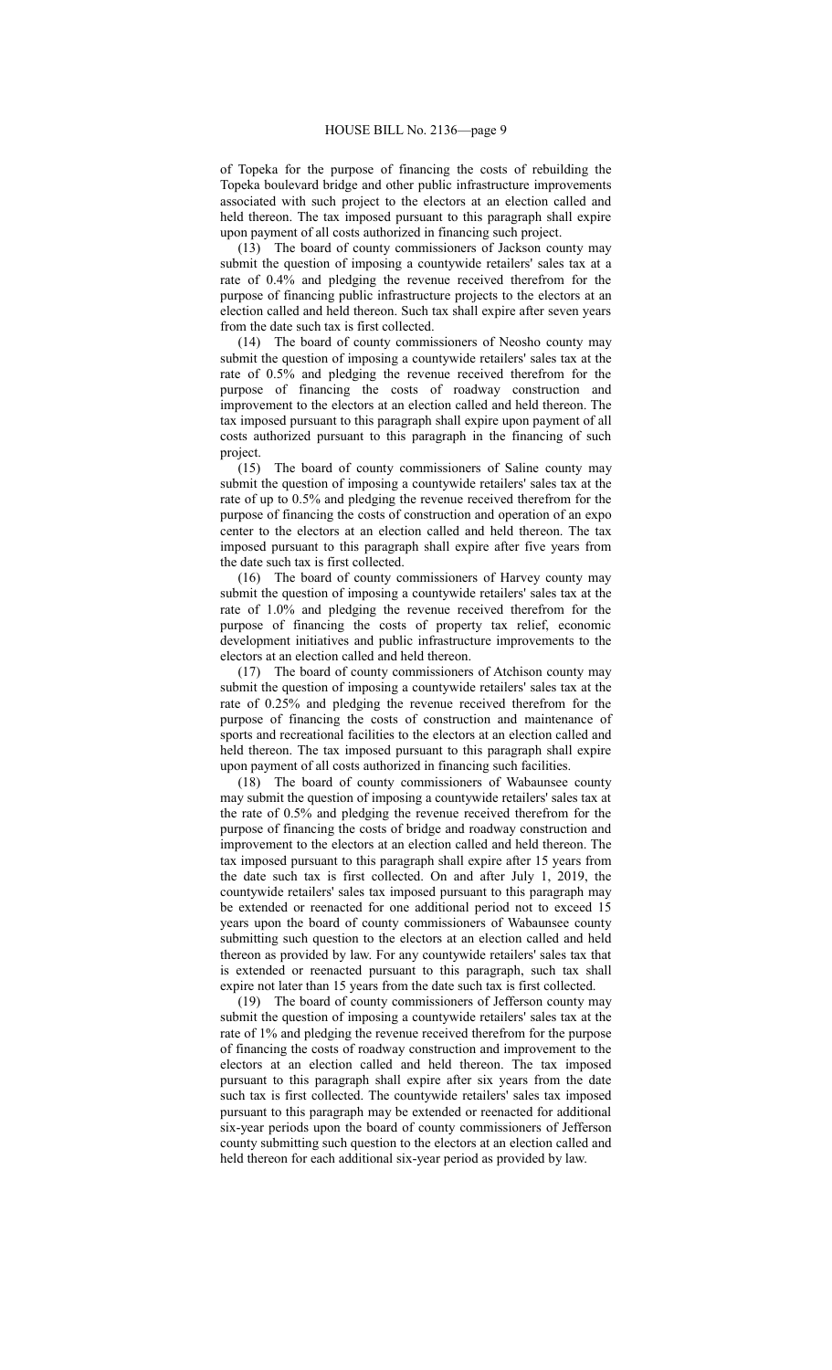of Topeka for the purpose of financing the costs of rebuilding the Topeka boulevard bridge and other public infrastructure improvements associated with such project to the electors at an election called and held thereon. The tax imposed pursuant to this paragraph shall expire upon payment of all costs authorized in financing such project.

(13) The board of county commissioners of Jackson county may submit the question of imposing a countywide retailers' sales tax at a rate of 0.4% and pledging the revenue received therefrom for the purpose of financing public infrastructure projects to the electors at an election called and held thereon. Such tax shall expire after seven years from the date such tax is first collected.

(14) The board of county commissioners of Neosho county may submit the question of imposing a countywide retailers' sales tax at the rate of 0.5% and pledging the revenue received therefrom for the purpose of financing the costs of roadway construction and improvement to the electors at an election called and held thereon. The tax imposed pursuant to this paragraph shall expire upon payment of all costs authorized pursuant to this paragraph in the financing of such project.

(15) The board of county commissioners of Saline county may submit the question of imposing a countywide retailers' sales tax at the rate of up to 0.5% and pledging the revenue received therefrom for the purpose of financing the costs of construction and operation of an expo center to the electors at an election called and held thereon. The tax imposed pursuant to this paragraph shall expire after five years from the date such tax is first collected.

(16) The board of county commissioners of Harvey county may submit the question of imposing a countywide retailers' sales tax at the rate of 1.0% and pledging the revenue received therefrom for the purpose of financing the costs of property tax relief, economic development initiatives and public infrastructure improvements to the electors at an election called and held thereon.

(17) The board of county commissioners of Atchison county may submit the question of imposing a countywide retailers' sales tax at the rate of 0.25% and pledging the revenue received therefrom for the purpose of financing the costs of construction and maintenance of sports and recreational facilities to the electors at an election called and held thereon. The tax imposed pursuant to this paragraph shall expire upon payment of all costs authorized in financing such facilities.

(18) The board of county commissioners of Wabaunsee county may submit the question of imposing a countywide retailers' sales tax at the rate of 0.5% and pledging the revenue received therefrom for the purpose of financing the costs of bridge and roadway construction and improvement to the electors at an election called and held thereon. The tax imposed pursuant to this paragraph shall expire after 15 years from the date such tax is first collected. On and after July 1, 2019, the countywide retailers' sales tax imposed pursuant to this paragraph may be extended or reenacted for one additional period not to exceed 15 years upon the board of county commissioners of Wabaunsee county submitting such question to the electors at an election called and held thereon as provided by law. For any countywide retailers' sales tax that is extended or reenacted pursuant to this paragraph, such tax shall expire not later than 15 years from the date such tax is first collected.

(19) The board of county commissioners of Jefferson county may submit the question of imposing a countywide retailers' sales tax at the rate of 1% and pledging the revenue received therefrom for the purpose of financing the costs of roadway construction and improvement to the electors at an election called and held thereon. The tax imposed pursuant to this paragraph shall expire after six years from the date such tax is first collected. The countywide retailers' sales tax imposed pursuant to this paragraph may be extended or reenacted for additional six-year periods upon the board of county commissioners of Jefferson county submitting such question to the electors at an election called and held thereon for each additional six-year period as provided by law.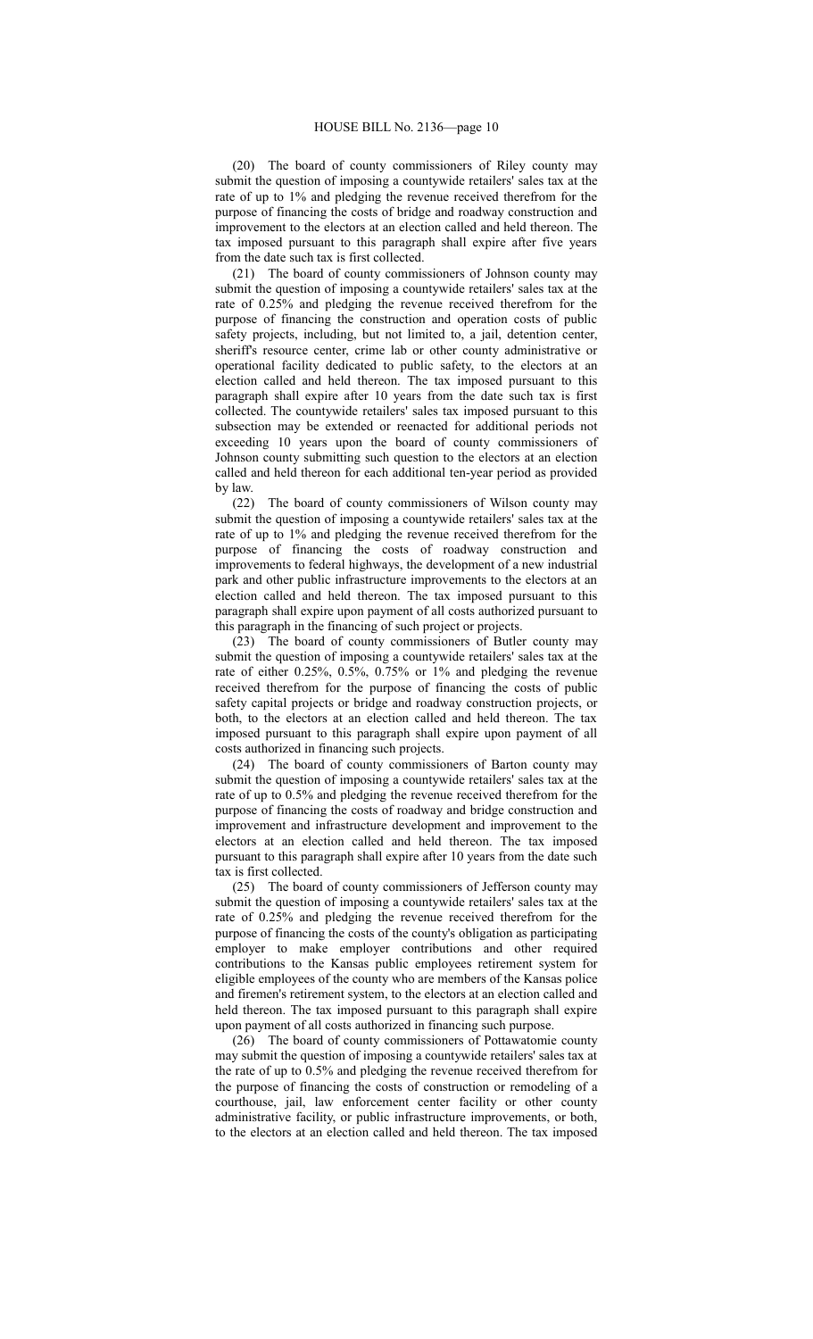(20) The board of county commissioners of Riley county may submit the question of imposing a countywide retailers' sales tax at the rate of up to 1% and pledging the revenue received therefrom for the purpose of financing the costs of bridge and roadway construction and improvement to the electors at an election called and held thereon. The tax imposed pursuant to this paragraph shall expire after five years from the date such tax is first collected.

(21) The board of county commissioners of Johnson county may submit the question of imposing a countywide retailers' sales tax at the rate of 0.25% and pledging the revenue received therefrom for the purpose of financing the construction and operation costs of public safety projects, including, but not limited to, a jail, detention center, sheriff's resource center, crime lab or other county administrative or operational facility dedicated to public safety, to the electors at an election called and held thereon. The tax imposed pursuant to this paragraph shall expire after 10 years from the date such tax is first collected. The countywide retailers' sales tax imposed pursuant to this subsection may be extended or reenacted for additional periods not exceeding 10 years upon the board of county commissioners of Johnson county submitting such question to the electors at an election called and held thereon for each additional ten-year period as provided by law.

(22) The board of county commissioners of Wilson county may submit the question of imposing a countywide retailers' sales tax at the rate of up to 1% and pledging the revenue received therefrom for the purpose of financing the costs of roadway construction and improvements to federal highways, the development of a new industrial park and other public infrastructure improvements to the electors at an election called and held thereon. The tax imposed pursuant to this paragraph shall expire upon payment of all costs authorized pursuant to this paragraph in the financing of such project or projects.

(23) The board of county commissioners of Butler county may submit the question of imposing a countywide retailers' sales tax at the rate of either 0.25%, 0.5%, 0.75% or 1% and pledging the revenue received therefrom for the purpose of financing the costs of public safety capital projects or bridge and roadway construction projects, or both, to the electors at an election called and held thereon. The tax imposed pursuant to this paragraph shall expire upon payment of all costs authorized in financing such projects.

(24) The board of county commissioners of Barton county may submit the question of imposing a countywide retailers' sales tax at the rate of up to 0.5% and pledging the revenue received therefrom for the purpose of financing the costs of roadway and bridge construction and improvement and infrastructure development and improvement to the electors at an election called and held thereon. The tax imposed pursuant to this paragraph shall expire after 10 years from the date such tax is first collected.

(25) The board of county commissioners of Jefferson county may submit the question of imposing a countywide retailers' sales tax at the rate of 0.25% and pledging the revenue received therefrom for the purpose of financing the costs of the county's obligation as participating employer to make employer contributions and other required contributions to the Kansas public employees retirement system for eligible employees of the county who are members of the Kansas police and firemen's retirement system, to the electors at an election called and held thereon. The tax imposed pursuant to this paragraph shall expire upon payment of all costs authorized in financing such purpose.

(26) The board of county commissioners of Pottawatomie county may submit the question of imposing a countywide retailers' sales tax at the rate of up to 0.5% and pledging the revenue received therefrom for the purpose of financing the costs of construction or remodeling of a courthouse, jail, law enforcement center facility or other county administrative facility, or public infrastructure improvements, or both, to the electors at an election called and held thereon. The tax imposed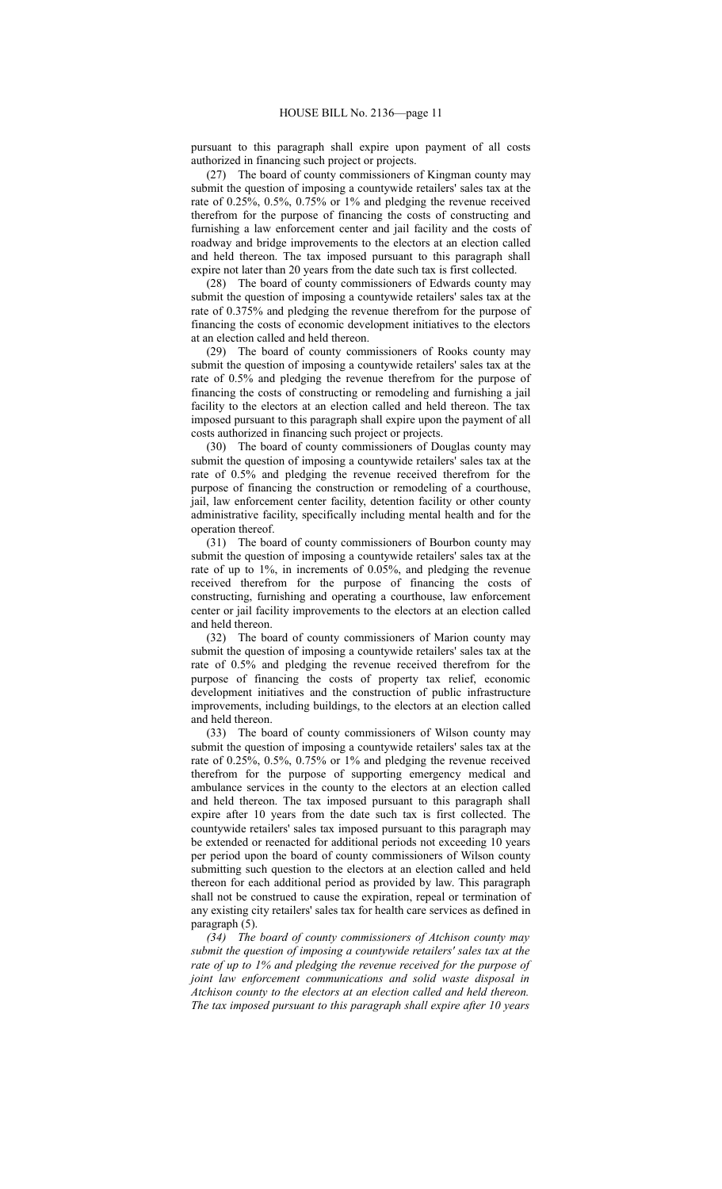pursuant to this paragraph shall expire upon payment of all costs authorized in financing such project or projects.

(27) The board of county commissioners of Kingman county may submit the question of imposing a countywide retailers' sales tax at the rate of 0.25%, 0.5%, 0.75% or 1% and pledging the revenue received therefrom for the purpose of financing the costs of constructing and furnishing a law enforcement center and jail facility and the costs of roadway and bridge improvements to the electors at an election called and held thereon. The tax imposed pursuant to this paragraph shall expire not later than 20 years from the date such tax is first collected.

(28) The board of county commissioners of Edwards county may submit the question of imposing a countywide retailers' sales tax at the rate of 0.375% and pledging the revenue therefrom for the purpose of financing the costs of economic development initiatives to the electors at an election called and held thereon.

(29) The board of county commissioners of Rooks county may submit the question of imposing a countywide retailers' sales tax at the rate of 0.5% and pledging the revenue therefrom for the purpose of financing the costs of constructing or remodeling and furnishing a jail facility to the electors at an election called and held thereon. The tax imposed pursuant to this paragraph shall expire upon the payment of all costs authorized in financing such project or projects.

(30) The board of county commissioners of Douglas county may submit the question of imposing a countywide retailers' sales tax at the rate of 0.5% and pledging the revenue received therefrom for the purpose of financing the construction or remodeling of a courthouse, jail, law enforcement center facility, detention facility or other county administrative facility, specifically including mental health and for the operation thereof.

(31) The board of county commissioners of Bourbon county may submit the question of imposing a countywide retailers' sales tax at the rate of up to 1%, in increments of 0.05%, and pledging the revenue received therefrom for the purpose of financing the costs of constructing, furnishing and operating a courthouse, law enforcement center or jail facility improvements to the electors at an election called and held thereon.

(32) The board of county commissioners of Marion county may submit the question of imposing a countywide retailers' sales tax at the rate of 0.5% and pledging the revenue received therefrom for the purpose of financing the costs of property tax relief, economic development initiatives and the construction of public infrastructure improvements, including buildings, to the electors at an election called and held thereon.

(33) The board of county commissioners of Wilson county may submit the question of imposing a countywide retailers' sales tax at the rate of 0.25%, 0.5%, 0.75% or 1% and pledging the revenue received therefrom for the purpose of supporting emergency medical and ambulance services in the county to the electors at an election called and held thereon. The tax imposed pursuant to this paragraph shall expire after 10 years from the date such tax is first collected. The countywide retailers' sales tax imposed pursuant to this paragraph may be extended or reenacted for additional periods not exceeding 10 years per period upon the board of county commissioners of Wilson county submitting such question to the electors at an election called and held thereon for each additional period as provided by law. This paragraph shall not be construed to cause the expiration, repeal or termination of any existing city retailers' sales tax for health care services as defined in paragraph (5).

*(34) The board of county commissioners of Atchison county may submit the question of imposing a countywide retailers' sales tax at the rate of up to 1% and pledging the revenue received for the purpose of joint law enforcement communications and solid waste disposal in Atchison county to the electors at an election called and held thereon. The tax imposed pursuant to this paragraph shall expire after 10 years*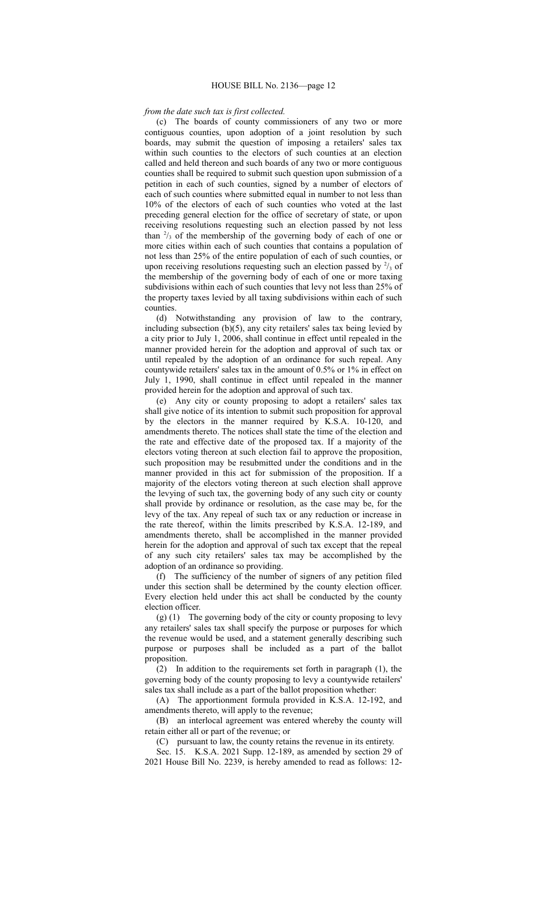*from the date such tax is first collected.*

(c) The boards of county commissioners of any two or more contiguous counties, upon adoption of a joint resolution by such boards, may submit the question of imposing a retailers' sales tax within such counties to the electors of such counties at an election called and held thereon and such boards of any two or more contiguous counties shall be required to submit such question upon submission of a petition in each of such counties, signed by a number of electors of each of such counties where submitted equal in number to not less than 10% of the electors of each of such counties who voted at the last preceding general election for the office of secretary of state, or upon receiving resolutions requesting such an election passed by not less than $^{2}/_{3}$ of the membership of the governing body of each of one or more cities within each of such counties that contains a population of not less than 25% of the entire population of each of such counties, or upon receiving resolutions requesting such an election passed by $^{2}/_{3}$ of the membership of the governing body of each of one or more taxing subdivisions within each of such counties that levy not less than 25% of the property taxes levied by all taxing subdivisions within each of such counties.

(d) Notwithstanding any provision of law to the contrary, including subsection (b)(5), any city retailers' sales tax being levied by a city prior to July 1, 2006, shall continue in effect until repealed in the manner provided herein for the adoption and approval of such tax or until repealed by the adoption of an ordinance for such repeal. Any countywide retailers' sales tax in the amount of 0.5% or 1% in effect on July 1, 1990, shall continue in effect until repealed in the manner provided herein for the adoption and approval of such tax.

(e) Any city or county proposing to adopt a retailers' sales tax shall give notice of its intention to submit such proposition for approval by the electors in the manner required by K.S.A. 10-120, and amendments thereto. The notices shall state the time of the election and the rate and effective date of the proposed tax. If a majority of the electors voting thereon at such election fail to approve the proposition, such proposition may be resubmitted under the conditions and in the manner provided in this act for submission of the proposition. If a majority of the electors voting thereon at such election shall approve the levying of such tax, the governing body of any such city or county shall provide by ordinance or resolution, as the case may be, for the levy of the tax. Any repeal of such tax or any reduction or increase in the rate thereof, within the limits prescribed by K.S.A. 12-189, and amendments thereto, shall be accomplished in the manner provided herein for the adoption and approval of such tax except that the repeal of any such city retailers' sales tax may be accomplished by the adoption of an ordinance so providing.

(f) The sufficiency of the number of signers of any petition filed under this section shall be determined by the county election officer. Every election held under this act shall be conducted by the county election officer.

(g) (1) The governing body of the city or county proposing to levy any retailers' sales tax shall specify the purpose or purposes for which the revenue would be used, and a statement generally describing such purpose or purposes shall be included as a part of the ballot proposition.

(2) In addition to the requirements set forth in paragraph (1), the governing body of the county proposing to levy a countywide retailers' sales tax shall include as a part of the ballot proposition whether:

(A) The apportionment formula provided in K.S.A. 12-192, and amendments thereto, will apply to the revenue;

(B) an interlocal agreement was entered whereby the county will retain either all or part of the revenue; or

(C) pursuant to law, the county retains the revenue in its entirety.

Sec. 15. K.S.A. 2021 Supp. 12-189, as amended by section 29 of 2021 House Bill No. 2239, is hereby amended to read as follows: 12-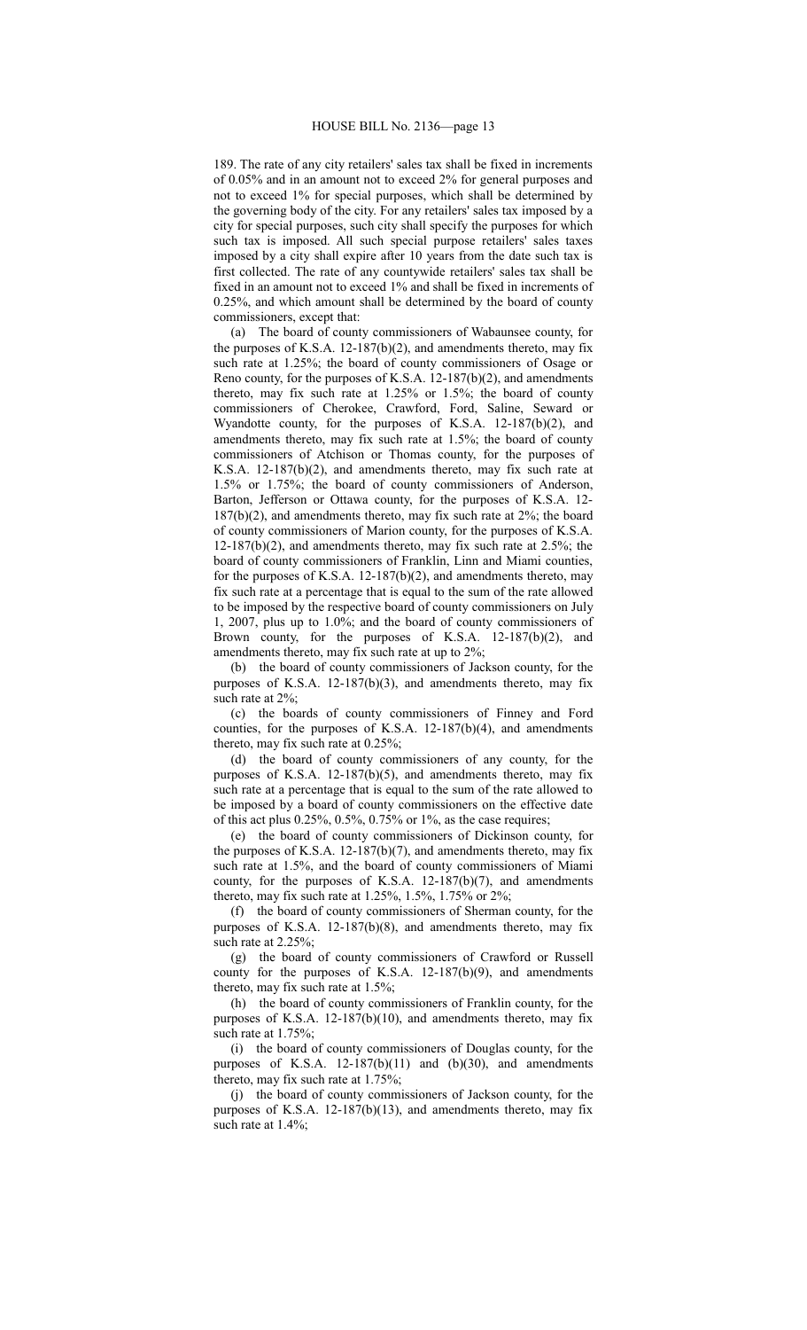189. The rate of any city retailers' sales tax shall be fixed in increments of 0.05% and in an amount not to exceed 2% for general purposes and not to exceed 1% for special purposes, which shall be determined by the governing body of the city. For any retailers' sales tax imposed by a city for special purposes, such city shall specify the purposes for which such tax is imposed. All such special purpose retailers' sales taxes imposed by a city shall expire after 10 years from the date such tax is first collected. The rate of any countywide retailers' sales tax shall be fixed in an amount not to exceed 1% and shall be fixed in increments of 0.25%, and which amount shall be determined by the board of county commissioners, except that:

(a) The board of county commissioners of Wabaunsee county, for the purposes of K.S.A. 12-187(b)(2), and amendments thereto, may fix such rate at 1.25%; the board of county commissioners of Osage or Reno county, for the purposes of K.S.A. 12-187(b)(2), and amendments thereto, may fix such rate at 1.25% or 1.5%; the board of county commissioners of Cherokee, Crawford, Ford, Saline, Seward or Wyandotte county, for the purposes of K.S.A. 12-187(b)(2), and amendments thereto, may fix such rate at 1.5%; the board of county commissioners of Atchison or Thomas county, for the purposes of K.S.A. 12-187(b)(2), and amendments thereto, may fix such rate at 1.5% or 1.75%; the board of county commissioners of Anderson, Barton, Jefferson or Ottawa county, for the purposes of K.S.A. 12-187(b)(2), and amendments thereto, may fix such rate at 2%; the board of county commissioners of Marion county, for the purposes of K.S.A. 12-187(b)(2), and amendments thereto, may fix such rate at 2.5%; the board of county commissioners of Franklin, Linn and Miami counties, for the purposes of K.S.A. 12-187(b)(2), and amendments thereto, may fix such rate at a percentage that is equal to the sum of the rate allowed to be imposed by the respective board of county commissioners on July 1, 2007, plus up to 1.0%; and the board of county commissioners of Brown county, for the purposes of K.S.A. 12-187(b)(2), and amendments thereto, may fix such rate at up to 2%;

(b) the board of county commissioners of Jackson county, for the purposes of K.S.A. 12-187(b)(3), and amendments thereto, may fix such rate at 2%;

(c) the boards of county commissioners of Finney and Ford counties, for the purposes of K.S.A. 12-187(b)(4), and amendments thereto, may fix such rate at 0.25%;

(d) the board of county commissioners of any county, for the purposes of K.S.A. 12-187(b)(5), and amendments thereto, may fix such rate at a percentage that is equal to the sum of the rate allowed to be imposed by a board of county commissioners on the effective date of this act plus 0.25%, 0.5%, 0.75% or 1%, as the case requires;

(e) the board of county commissioners of Dickinson county, for the purposes of K.S.A. 12-187(b)(7), and amendments thereto, may fix such rate at 1.5%, and the board of county commissioners of Miami county, for the purposes of K.S.A. 12-187(b)(7), and amendments thereto, may fix such rate at 1.25%, 1.5%, 1.75% or 2%;

(f) the board of county commissioners of Sherman county, for the purposes of K.S.A. 12-187(b)(8), and amendments thereto, may fix such rate at 2.25%;

(g) the board of county commissioners of Crawford or Russell county for the purposes of K.S.A. 12-187(b)(9), and amendments thereto, may fix such rate at 1.5%;

(h) the board of county commissioners of Franklin county, for the purposes of K.S.A. 12-187(b)(10), and amendments thereto, may fix such rate at 1.75%;

(i) the board of county commissioners of Douglas county, for the purposes of K.S.A. 12-187(b)(11) and (b)(30), and amendments thereto, may fix such rate at 1.75%;

(j) the board of county commissioners of Jackson county, for the purposes of K.S.A. 12-187(b)(13), and amendments thereto, may fix such rate at 1.4%;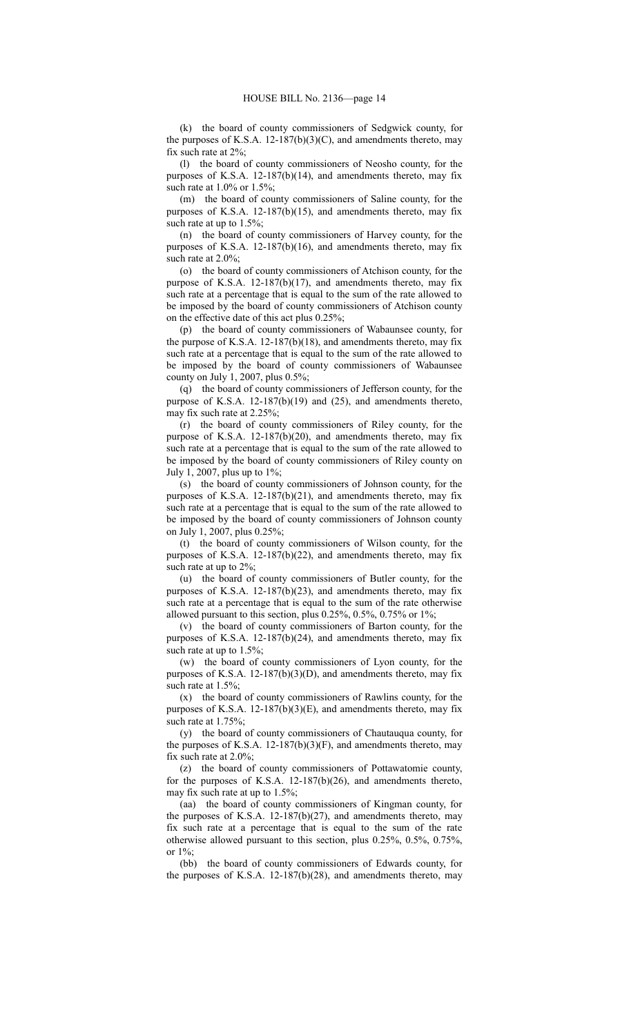(k) the board of county commissioners of Sedgwick county, for the purposes of K.S.A. 12-187(b)(3)(C), and amendments thereto, may fix such rate at 2%;

(l) the board of county commissioners of Neosho county, for the purposes of K.S.A. 12-187(b)(14), and amendments thereto, may fix such rate at 1.0% or 1.5%;

(m) the board of county commissioners of Saline county, for the purposes of K.S.A. 12-187(b)(15), and amendments thereto, may fix such rate at up to 1.5%;

(n) the board of county commissioners of Harvey county, for the purposes of K.S.A. 12-187(b)(16), and amendments thereto, may fix such rate at 2.0%;

(o) the board of county commissioners of Atchison county, for the purpose of K.S.A. 12-187(b)(17), and amendments thereto, may fix such rate at a percentage that is equal to the sum of the rate allowed to be imposed by the board of county commissioners of Atchison county on the effective date of this act plus 0.25%;

(p) the board of county commissioners of Wabaunsee county, for the purpose of K.S.A. 12-187(b)(18), and amendments thereto, may fix such rate at a percentage that is equal to the sum of the rate allowed to be imposed by the board of county commissioners of Wabaunsee county on July 1, 2007, plus 0.5%;

(q) the board of county commissioners of Jefferson county, for the purpose of K.S.A. 12-187(b)(19) and (25), and amendments thereto, may fix such rate at 2.25%;

(r) the board of county commissioners of Riley county, for the purpose of K.S.A. 12-187(b)(20), and amendments thereto, may fix such rate at a percentage that is equal to the sum of the rate allowed to be imposed by the board of county commissioners of Riley county on July 1, 2007, plus up to 1%;

(s) the board of county commissioners of Johnson county, for the purposes of K.S.A. 12-187(b)(21), and amendments thereto, may fix such rate at a percentage that is equal to the sum of the rate allowed to be imposed by the board of county commissioners of Johnson county on July 1, 2007, plus 0.25%;

(t) the board of county commissioners of Wilson county, for the purposes of K.S.A. 12-187(b)(22), and amendments thereto, may fix such rate at up to 2%;

(u) the board of county commissioners of Butler county, for the purposes of K.S.A. 12-187(b)(23), and amendments thereto, may fix such rate at a percentage that is equal to the sum of the rate otherwise allowed pursuant to this section, plus 0.25%, 0.5%, 0.75% or 1%;

(v) the board of county commissioners of Barton county, for the purposes of K.S.A. 12-187(b)(24), and amendments thereto, may fix such rate at up to 1.5%;

(w) the board of county commissioners of Lyon county, for the purposes of K.S.A. 12-187(b)(3)(D), and amendments thereto, may fix such rate at 1.5%;

(x) the board of county commissioners of Rawlins county, for the purposes of K.S.A. 12-187(b)(3)(E), and amendments thereto, may fix such rate at 1.75%;

(y) the board of county commissioners of Chautauqua county, for the purposes of K.S.A. 12-187(b)(3)(F), and amendments thereto, may fix such rate at 2.0%;

(z) the board of county commissioners of Pottawatomie county, for the purposes of K.S.A. 12-187(b)(26), and amendments thereto, may fix such rate at up to 1.5%;

(aa) the board of county commissioners of Kingman county, for the purposes of K.S.A. 12-187(b)(27), and amendments thereto, may fix such rate at a percentage that is equal to the sum of the rate otherwise allowed pursuant to this section, plus 0.25%, 0.5%, 0.75%, or 1%;

(bb) the board of county commissioners of Edwards county, for the purposes of K.S.A. 12-187(b)(28), and amendments thereto, may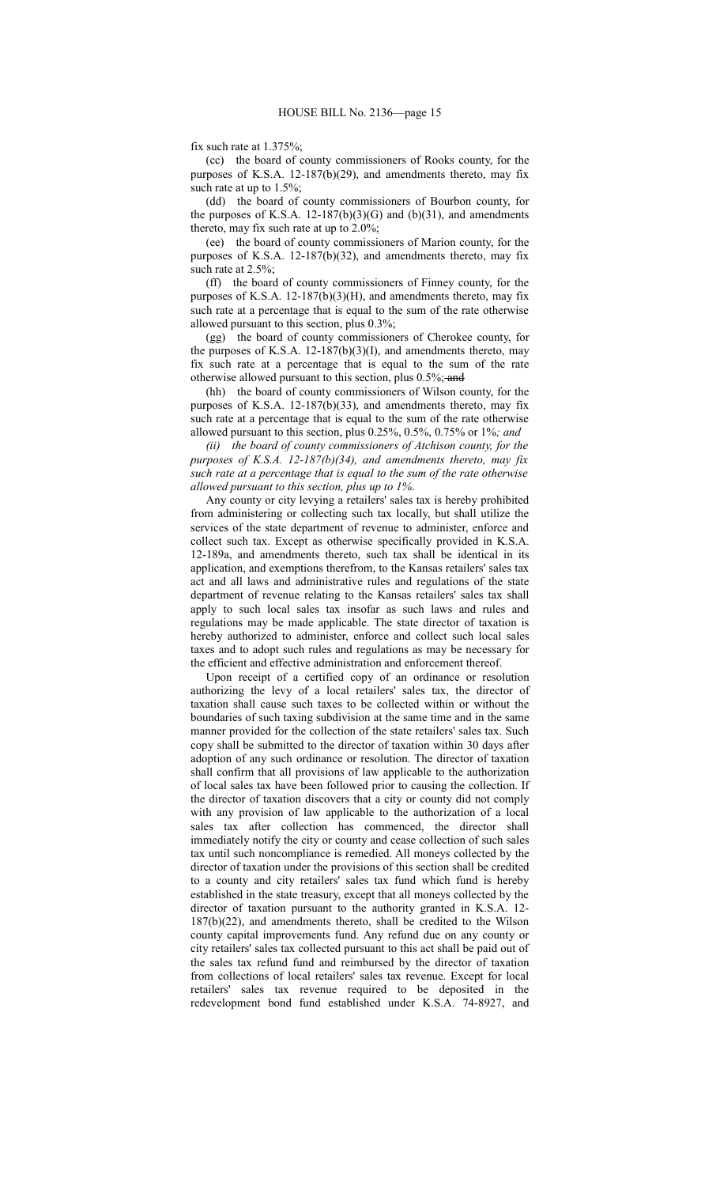fix such rate at 1.375%;

(cc) the board of county commissioners of Rooks county, for the purposes of K.S.A. 12-187(b)(29), and amendments thereto, may fix such rate at up to 1.5%;

(dd) the board of county commissioners of Bourbon county, for the purposes of K.S.A. 12-187(b)(3)(G) and (b)(31), and amendments thereto, may fix such rate at up to 2.0%;

(ee) the board of county commissioners of Marion county, for the purposes of K.S.A. 12-187(b)(32), and amendments thereto, may fix such rate at 2.5%;

(ff) the board of county commissioners of Finney county, for the purposes of K.S.A. 12-187(b)(3)(H), and amendments thereto, may fix such rate at a percentage that is equal to the sum of the rate otherwise allowed pursuant to this section, plus 0.3%;

(gg) the board of county commissioners of Cherokee county, for the purposes of K.S.A. 12-187(b)(3)(I), and amendments thereto, may fix such rate at a percentage that is equal to the sum of the rate otherwise allowed pursuant to this section, plus 0.5%; ~~and~~

(hh) the board of county commissioners of Wilson county, for the purposes of K.S.A. 12-187(b)(33), and amendments thereto, may fix such rate at a percentage that is equal to the sum of the rate otherwise allowed pursuant to this section, plus 0.25%, 0.5%, 0.75% or 1%*; and*

*(ii) the board of county commissioners of Atchison county, for the purposes of K.S.A. 12-187(b)(34), and amendments thereto, may fix such rate at a percentage that is equal to the sum of the rate otherwise allowed pursuant to this section, plus up to 1%.*

Any county or city levying a retailers' sales tax is hereby prohibited from administering or collecting such tax locally, but shall utilize the services of the state department of revenue to administer, enforce and collect such tax. Except as otherwise specifically provided in K.S.A. 12-189a, and amendments thereto, such tax shall be identical in its application, and exemptions therefrom, to the Kansas retailers' sales tax act and all laws and administrative rules and regulations of the state department of revenue relating to the Kansas retailers' sales tax shall apply to such local sales tax insofar as such laws and rules and regulations may be made applicable. The state director of taxation is hereby authorized to administer, enforce and collect such local sales taxes and to adopt such rules and regulations as may be necessary for the efficient and effective administration and enforcement thereof.

Upon receipt of a certified copy of an ordinance or resolution authorizing the levy of a local retailers' sales tax, the director of taxation shall cause such taxes to be collected within or without the boundaries of such taxing subdivision at the same time and in the same manner provided for the collection of the state retailers' sales tax. Such copy shall be submitted to the director of taxation within 30 days after adoption of any such ordinance or resolution. The director of taxation shall confirm that all provisions of law applicable to the authorization of local sales tax have been followed prior to causing the collection. If the director of taxation discovers that a city or county did not comply with any provision of law applicable to the authorization of a local sales tax after collection has commenced, the director shall immediately notify the city or county and cease collection of such sales tax until such noncompliance is remedied. All moneys collected by the director of taxation under the provisions of this section shall be credited to a county and city retailers' sales tax fund which fund is hereby established in the state treasury, except that all moneys collected by the director of taxation pursuant to the authority granted in K.S.A. 12-187(b)(22), and amendments thereto, shall be credited to the Wilson county capital improvements fund. Any refund due on any county or city retailers' sales tax collected pursuant to this act shall be paid out of the sales tax refund fund and reimbursed by the director of taxation from collections of local retailers' sales tax revenue. Except for local retailers' sales tax revenue required to be deposited in the redevelopment bond fund established under K.S.A. 74-8927, and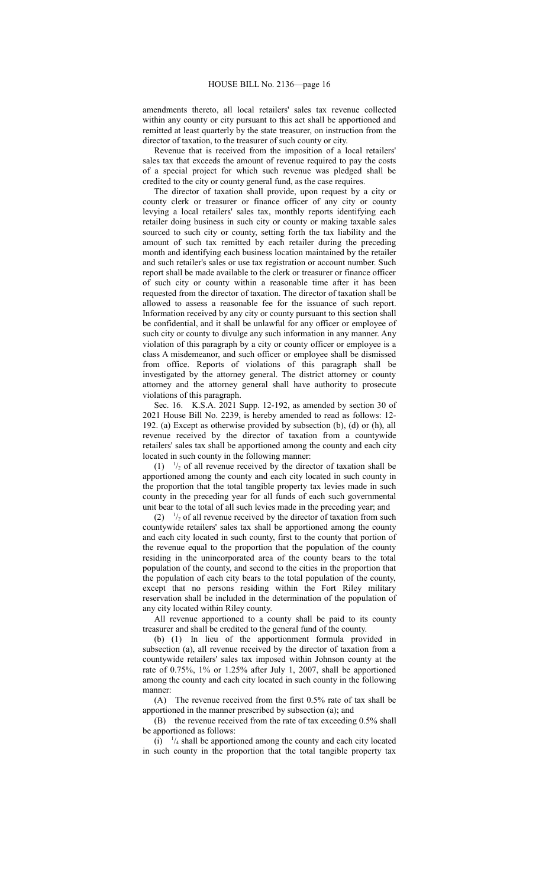amendments thereto, all local retailers' sales tax revenue collected within any county or city pursuant to this act shall be apportioned and remitted at least quarterly by the state treasurer, on instruction from the director of taxation, to the treasurer of such county or city.

Revenue that is received from the imposition of a local retailers' sales tax that exceeds the amount of revenue required to pay the costs of a special project for which such revenue was pledged shall be credited to the city or county general fund, as the case requires.

The director of taxation shall provide, upon request by a city or county clerk or treasurer or finance officer of any city or county levying a local retailers' sales tax, monthly reports identifying each retailer doing business in such city or county or making taxable sales sourced to such city or county, setting forth the tax liability and the amount of such tax remitted by each retailer during the preceding month and identifying each business location maintained by the retailer and such retailer's sales or use tax registration or account number. Such report shall be made available to the clerk or treasurer or finance officer of such city or county within a reasonable time after it has been requested from the director of taxation. The director of taxation shall be allowed to assess a reasonable fee for the issuance of such report. Information received by any city or county pursuant to this section shall be confidential, and it shall be unlawful for any officer or employee of such city or county to divulge any such information in any manner. Any violation of this paragraph by a city or county officer or employee is a class A misdemeanor, and such officer or employee shall be dismissed from office. Reports of violations of this paragraph shall be investigated by the attorney general. The district attorney or county attorney and the attorney general shall have authority to prosecute violations of this paragraph.

Sec. 16. K.S.A. 2021 Supp. 12-192, as amended by section 30 of 2021 House Bill No. 2239, is hereby amended to read as follows: 12-192. (a) Except as otherwise provided by subsection (b), (d) or (h), all revenue received by the director of taxation from a countywide retailers' sales tax shall be apportioned among the county and each city located in such county in the following manner:

(1) $^{1}/_{2}$ of all revenue received by the director of taxation shall be apportioned among the county and each city located in such county in the proportion that the total tangible property tax levies made in such county in the preceding year for all funds of each such governmental unit bear to the total of all such levies made in the preceding year; and

(2) $^{1}/_{2}$ of all revenue received by the director of taxation from such countywide retailers' sales tax shall be apportioned among the county and each city located in such county, first to the county that portion of the revenue equal to the proportion that the population of the county residing in the unincorporated area of the county bears to the total population of the county, and second to the cities in the proportion that the population of each city bears to the total population of the county, except that no persons residing within the Fort Riley military reservation shall be included in the determination of the population of any city located within Riley county.

All revenue apportioned to a county shall be paid to its county treasurer and shall be credited to the general fund of the county.

(b) (1) In lieu of the apportionment formula provided in subsection (a), all revenue received by the director of taxation from a countywide retailers' sales tax imposed within Johnson county at the rate of 0.75%, 1% or 1.25% after July 1, 2007, shall be apportioned among the county and each city located in such county in the following manner:

(A) The revenue received from the first 0.5% rate of tax shall be apportioned in the manner prescribed by subsection (a); and

(B) the revenue received from the rate of tax exceeding 0.5% shall be apportioned as follows:

(i) $^{1}/_{4}$ shall be apportioned among the county and each city located in such county in the proportion that the total tangible property tax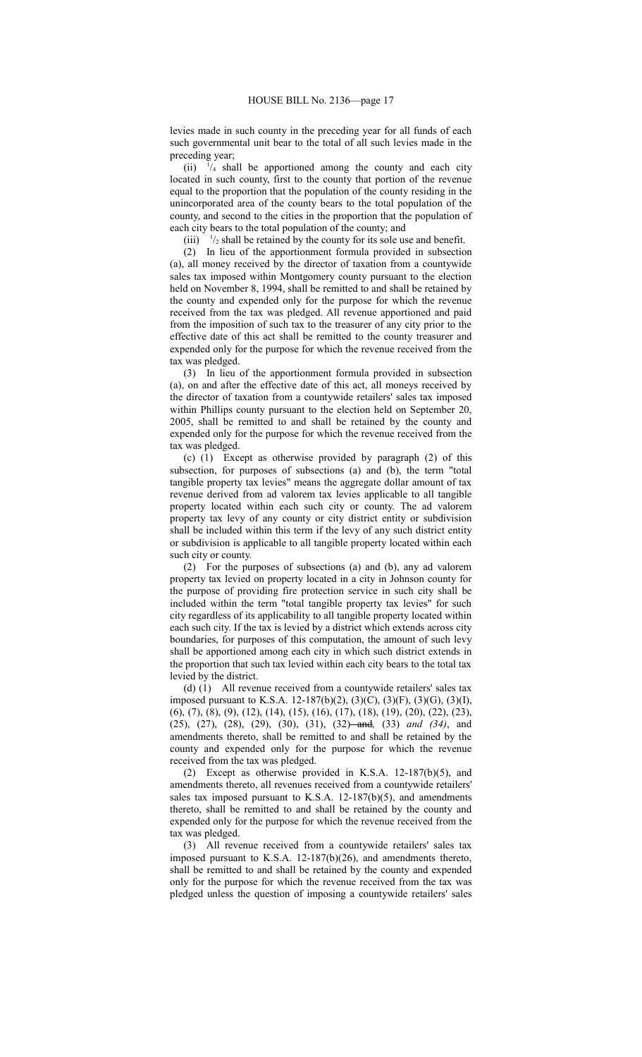levies made in such county in the preceding year for all funds of each such governmental unit bear to the total of all such levies made in the preceding year;

(ii) $^{1}/_{4}$ shall be apportioned among the county and each city located in such county, first to the county that portion of the revenue equal to the proportion that the population of the county residing in the unincorporated area of the county bears to the total population of the county, and second to the cities in the proportion that the population of each city bears to the total population of the county; and

(iii) $^{1}/_{2}$ shall be retained by the county for its sole use and benefit.

(2) In lieu of the apportionment formula provided in subsection (a), all money received by the director of taxation from a countywide sales tax imposed within Montgomery county pursuant to the election held on November 8, 1994, shall be remitted to and shall be retained by the county and expended only for the purpose for which the revenue received from the tax was pledged. All revenue apportioned and paid from the imposition of such tax to the treasurer of any city prior to the effective date of this act shall be remitted to the county treasurer and expended only for the purpose for which the revenue received from the tax was pledged.

(3) In lieu of the apportionment formula provided in subsection (a), on and after the effective date of this act, all moneys received by the director of taxation from a countywide retailers' sales tax imposed within Phillips county pursuant to the election held on September 20, 2005, shall be remitted to and shall be retained by the county and expended only for the purpose for which the revenue received from the tax was pledged.

(c) (1) Except as otherwise provided by paragraph (2) of this subsection, for purposes of subsections (a) and (b), the term "total tangible property tax levies" means the aggregate dollar amount of tax revenue derived from ad valorem tax levies applicable to all tangible property located within each such city or county. The ad valorem property tax levy of any county or city district entity or subdivision shall be included within this term if the levy of any such district entity or subdivision is applicable to all tangible property located within each such city or county.

(2) For the purposes of subsections (a) and (b), any ad valorem property tax levied on property located in a city in Johnson county for the purpose of providing fire protection service in such city shall be included within the term "total tangible property tax levies" for such city regardless of its applicability to all tangible property located within each such city. If the tax is levied by a district which extends across city boundaries, for purposes of this computation, the amount of such levy shall be apportioned among each city in which such district extends in the proportion that such tax levied within each city bears to the total tax levied by the district.

(d) (1) All revenue received from a countywide retailers' sales tax imposed pursuant to K.S.A. 12-187(b)(2), (3)(C), (3)(F), (3)(G), (3)(I), (6), (7), (8), (9), (12), (14), (15), (16), (17), (18), (19), (20), (22), (23), (25), (27), (28), (29), (30), (31), (32) ~~and~~*,* (33) *and (34)*, and amendments thereto, shall be remitted to and shall be retained by the county and expended only for the purpose for which the revenue received from the tax was pledged.

(2) Except as otherwise provided in K.S.A. 12-187(b)(5), and amendments thereto, all revenues received from a countywide retailers' sales tax imposed pursuant to K.S.A. 12-187(b)(5), and amendments thereto, shall be remitted to and shall be retained by the county and expended only for the purpose for which the revenue received from the tax was pledged.

(3) All revenue received from a countywide retailers' sales tax imposed pursuant to K.S.A. 12-187(b)(26), and amendments thereto, shall be remitted to and shall be retained by the county and expended only for the purpose for which the revenue received from the tax was pledged unless the question of imposing a countywide retailers' sales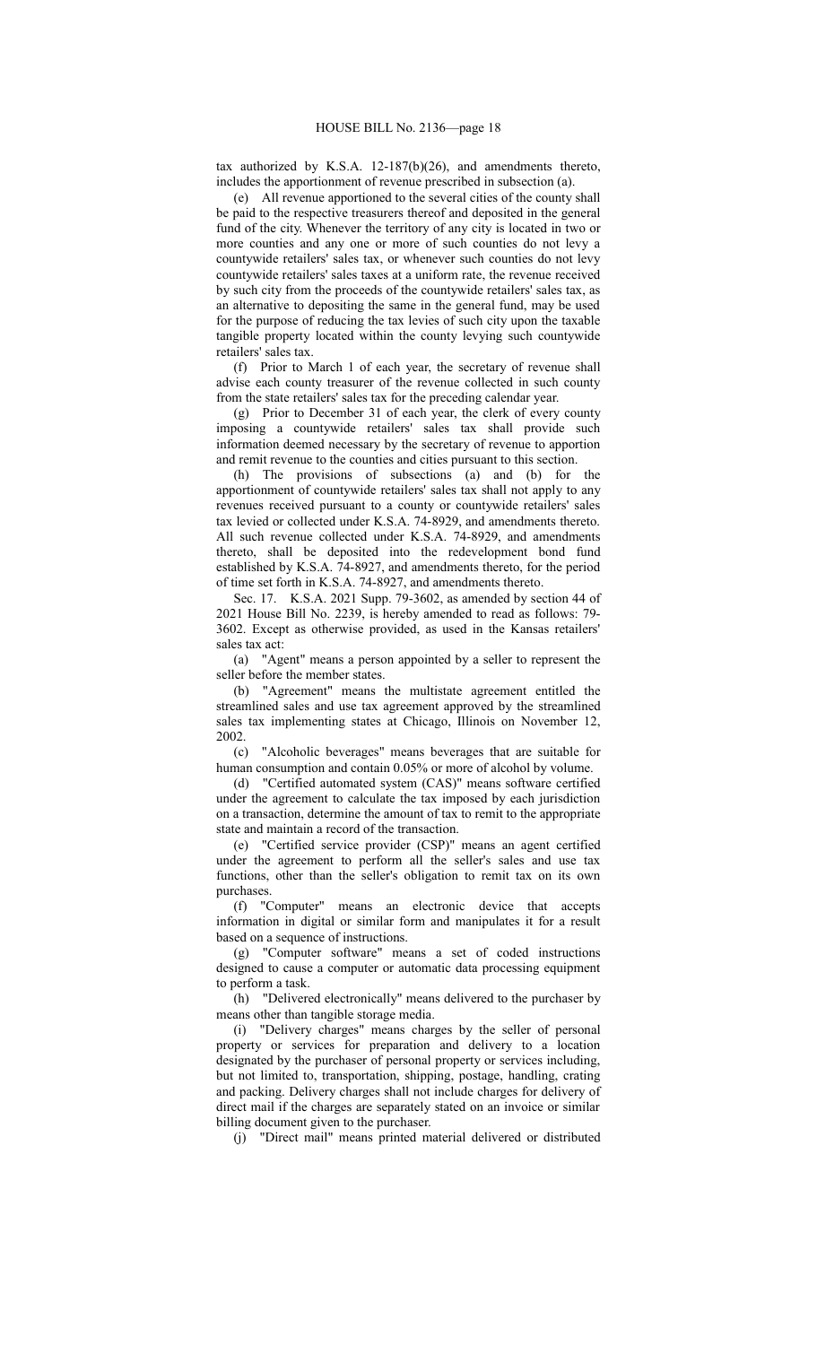tax authorized by K.S.A. 12-187(b)(26), and amendments thereto, includes the apportionment of revenue prescribed in subsection (a).

(e) All revenue apportioned to the several cities of the county shall be paid to the respective treasurers thereof and deposited in the general fund of the city. Whenever the territory of any city is located in two or more counties and any one or more of such counties do not levy a countywide retailers' sales tax, or whenever such counties do not levy countywide retailers' sales taxes at a uniform rate, the revenue received by such city from the proceeds of the countywide retailers' sales tax, as an alternative to depositing the same in the general fund, may be used for the purpose of reducing the tax levies of such city upon the taxable tangible property located within the county levying such countywide retailers' sales tax.

(f) Prior to March 1 of each year, the secretary of revenue shall advise each county treasurer of the revenue collected in such county from the state retailers' sales tax for the preceding calendar year.

(g) Prior to December 31 of each year, the clerk of every county imposing a countywide retailers' sales tax shall provide such information deemed necessary by the secretary of revenue to apportion and remit revenue to the counties and cities pursuant to this section.

(h) The provisions of subsections (a) and (b) for the apportionment of countywide retailers' sales tax shall not apply to any revenues received pursuant to a county or countywide retailers' sales tax levied or collected under K.S.A. 74-8929, and amendments thereto. All such revenue collected under K.S.A. 74-8929, and amendments thereto, shall be deposited into the redevelopment bond fund established by K.S.A. 74-8927, and amendments thereto, for the period of time set forth in K.S.A. 74-8927, and amendments thereto.

Sec. 17. K.S.A. 2021 Supp. 79-3602, as amended by section 44 of 2021 House Bill No. 2239, is hereby amended to read as follows: 79-3602. Except as otherwise provided, as used in the Kansas retailers' sales tax act:

(a) "Agent" means a person appointed by a seller to represent the seller before the member states.

(b) "Agreement" means the multistate agreement entitled the streamlined sales and use tax agreement approved by the streamlined sales tax implementing states at Chicago, Illinois on November 12, 2002.

(c) "Alcoholic beverages" means beverages that are suitable for human consumption and contain 0.05% or more of alcohol by volume.

(d) "Certified automated system (CAS)" means software certified under the agreement to calculate the tax imposed by each jurisdiction on a transaction, determine the amount of tax to remit to the appropriate state and maintain a record of the transaction.

(e) "Certified service provider (CSP)" means an agent certified under the agreement to perform all the seller's sales and use tax functions, other than the seller's obligation to remit tax on its own purchases.

(f) "Computer" means an electronic device that accepts information in digital or similar form and manipulates it for a result based on a sequence of instructions.

(g) "Computer software" means a set of coded instructions designed to cause a computer or automatic data processing equipment to perform a task.

(h) "Delivered electronically" means delivered to the purchaser by means other than tangible storage media.

(i) "Delivery charges" means charges by the seller of personal property or services for preparation and delivery to a location designated by the purchaser of personal property or services including, but not limited to, transportation, shipping, postage, handling, crating and packing. Delivery charges shall not include charges for delivery of direct mail if the charges are separately stated on an invoice or similar billing document given to the purchaser.

(j) "Direct mail" means printed material delivered or distributed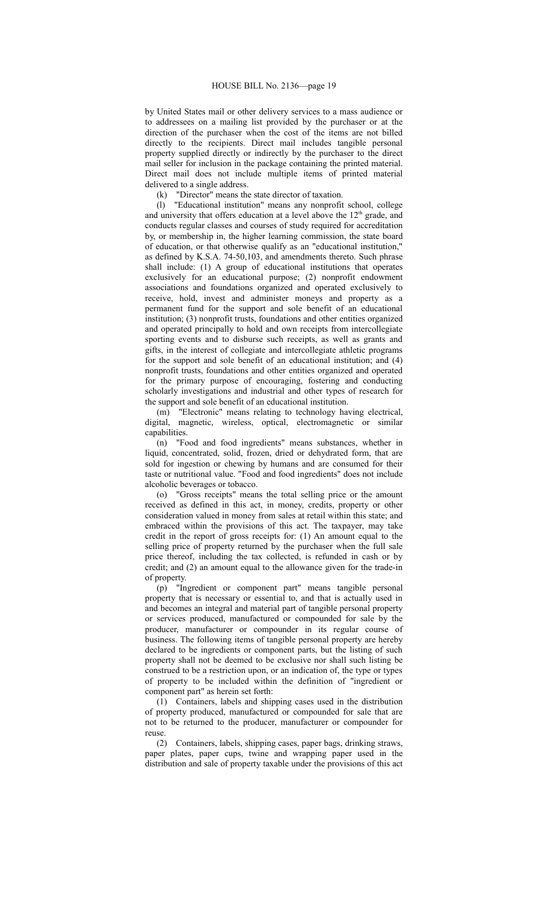by United States mail or other delivery services to a mass audience or to addressees on a mailing list provided by the purchaser or at the direction of the purchaser when the cost of the items are not billed directly to the recipients. Direct mail includes tangible personal property supplied directly or indirectly by the purchaser to the direct mail seller for inclusion in the package containing the printed material. Direct mail does not include multiple items of printed material delivered to a single address.

(k) "Director" means the state director of taxation.

(l) "Educational institution" means any nonprofit school, college and university that offers education at a level above the 12th grade, and conducts regular classes and courses of study required for accreditation by, or membership in, the higher learning commission, the state board of education, or that otherwise qualify as an "educational institution," as defined by K.S.A. 74-50,103, and amendments thereto. Such phrase shall include: (1) A group of educational institutions that operates exclusively for an educational purpose; (2) nonprofit endowment associations and foundations organized and operated exclusively to receive, hold, invest and administer moneys and property as a permanent fund for the support and sole benefit of an educational institution; (3) nonprofit trusts, foundations and other entities organized and operated principally to hold and own receipts from intercollegiate sporting events and to disburse such receipts, as well as grants and gifts, in the interest of collegiate and intercollegiate athletic programs for the support and sole benefit of an educational institution; and (4) nonprofit trusts, foundations and other entities organized and operated for the primary purpose of encouraging, fostering and conducting scholarly investigations and industrial and other types of research for the support and sole benefit of an educational institution.

(m) "Electronic" means relating to technology having electrical, digital, magnetic, wireless, optical, electromagnetic or similar capabilities.

(n) "Food and food ingredients" means substances, whether in liquid, concentrated, solid, frozen, dried or dehydrated form, that are sold for ingestion or chewing by humans and are consumed for their taste or nutritional value. "Food and food ingredients" does not include alcoholic beverages or tobacco.

(o) "Gross receipts" means the total selling price or the amount received as defined in this act, in money, credits, property or other consideration valued in money from sales at retail within this state; and embraced within the provisions of this act. The taxpayer, may take credit in the report of gross receipts for: (1) An amount equal to the selling price of property returned by the purchaser when the full sale price thereof, including the tax collected, is refunded in cash or by credit; and (2) an amount equal to the allowance given for the trade-in of property.

(p) "Ingredient or component part" means tangible personal property that is necessary or essential to, and that is actually used in and becomes an integral and material part of tangible personal property or services produced, manufactured or compounded for sale by the producer, manufacturer or compounder in its regular course of business. The following items of tangible personal property are hereby declared to be ingredients or component parts, but the listing of such property shall not be deemed to be exclusive nor shall such listing be construed to be a restriction upon, or an indication of, the type or types of property to be included within the definition of "ingredient or component part" as herein set forth:

(1) Containers, labels and shipping cases used in the distribution of property produced, manufactured or compounded for sale that are not to be returned to the producer, manufacturer or compounder for reuse.

(2) Containers, labels, shipping cases, paper bags, drinking straws, paper plates, paper cups, twine and wrapping paper used in the distribution and sale of property taxable under the provisions of this act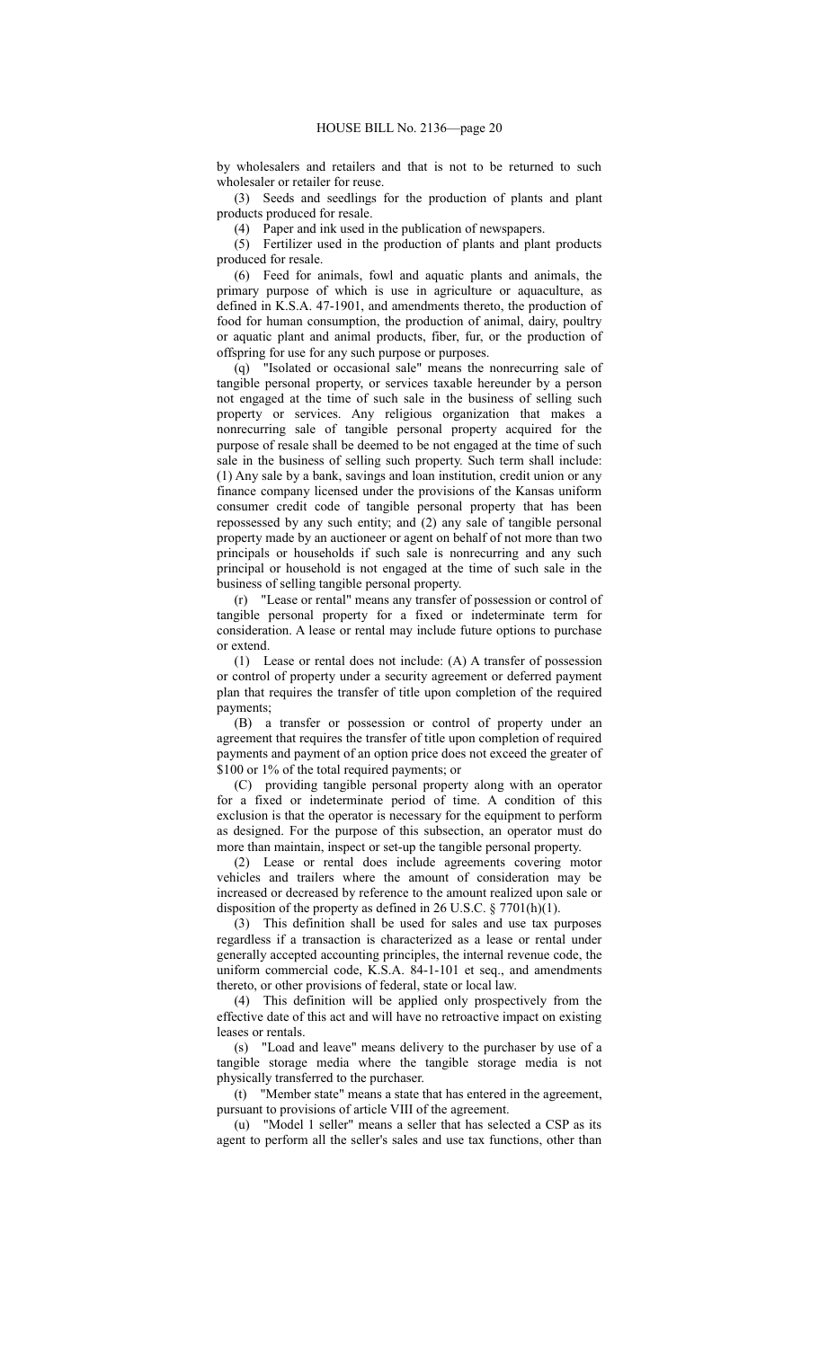by wholesalers and retailers and that is not to be returned to such wholesaler or retailer for reuse.

(3) Seeds and seedlings for the production of plants and plant products produced for resale.

(4) Paper and ink used in the publication of newspapers.

(5) Fertilizer used in the production of plants and plant products produced for resale.

(6) Feed for animals, fowl and aquatic plants and animals, the primary purpose of which is use in agriculture or aquaculture, as defined in K.S.A. 47-1901, and amendments thereto, the production of food for human consumption, the production of animal, dairy, poultry or aquatic plant and animal products, fiber, fur, or the production of offspring for use for any such purpose or purposes.

(q) "Isolated or occasional sale" means the nonrecurring sale of tangible personal property, or services taxable hereunder by a person not engaged at the time of such sale in the business of selling such property or services. Any religious organization that makes a nonrecurring sale of tangible personal property acquired for the purpose of resale shall be deemed to be not engaged at the time of such sale in the business of selling such property. Such term shall include: (1) Any sale by a bank, savings and loan institution, credit union or any finance company licensed under the provisions of the Kansas uniform consumer credit code of tangible personal property that has been repossessed by any such entity; and (2) any sale of tangible personal property made by an auctioneer or agent on behalf of not more than two principals or households if such sale is nonrecurring and any such principal or household is not engaged at the time of such sale in the business of selling tangible personal property.

(r) "Lease or rental" means any transfer of possession or control of tangible personal property for a fixed or indeterminate term for consideration. A lease or rental may include future options to purchase or extend.

(1) Lease or rental does not include: (A) A transfer of possession or control of property under a security agreement or deferred payment plan that requires the transfer of title upon completion of the required payments;

(B) a transfer or possession or control of property under an agreement that requires the transfer of title upon completion of required payments and payment of an option price does not exceed the greater of $100 or 1% of the total required payments; or

(C) providing tangible personal property along with an operator for a fixed or indeterminate period of time. A condition of this exclusion is that the operator is necessary for the equipment to perform as designed. For the purpose of this subsection, an operator must do more than maintain, inspect or set-up the tangible personal property.

(2) Lease or rental does include agreements covering motor vehicles and trailers where the amount of consideration may be increased or decreased by reference to the amount realized upon sale or disposition of the property as defined in 26 U.S.C. § 7701(h)(1).

(3) This definition shall be used for sales and use tax purposes regardless if a transaction is characterized as a lease or rental under generally accepted accounting principles, the internal revenue code, the uniform commercial code, K.S.A. 84-1-101 et seq., and amendments thereto, or other provisions of federal, state or local law.

(4) This definition will be applied only prospectively from the effective date of this act and will have no retroactive impact on existing leases or rentals.

(s) "Load and leave" means delivery to the purchaser by use of a tangible storage media where the tangible storage media is not physically transferred to the purchaser.

(t) "Member state" means a state that has entered in the agreement, pursuant to provisions of article VIII of the agreement.

(u) "Model 1 seller" means a seller that has selected a CSP as its agent to perform all the seller's sales and use tax functions, other than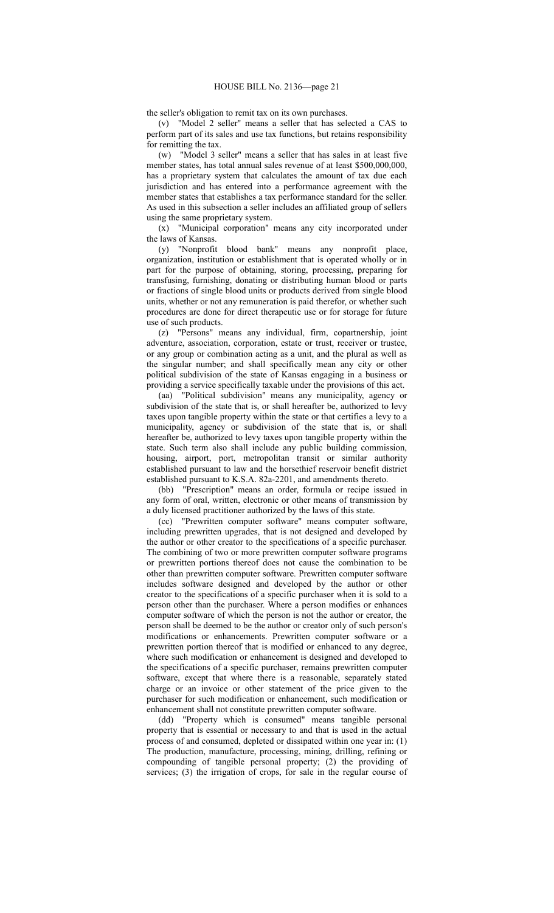the seller's obligation to remit tax on its own purchases.

(v) "Model 2 seller" means a seller that has selected a CAS to perform part of its sales and use tax functions, but retains responsibility for remitting the tax.

(w) "Model 3 seller" means a seller that has sales in at least five member states, has total annual sales revenue of at least $500,000,000, has a proprietary system that calculates the amount of tax due each jurisdiction and has entered into a performance agreement with the member states that establishes a tax performance standard for the seller. As used in this subsection a seller includes an affiliated group of sellers using the same proprietary system.

(x) "Municipal corporation" means any city incorporated under the laws of Kansas.

(y) "Nonprofit blood bank" means any nonprofit place, organization, institution or establishment that is operated wholly or in part for the purpose of obtaining, storing, processing, preparing for transfusing, furnishing, donating or distributing human blood or parts or fractions of single blood units or products derived from single blood units, whether or not any remuneration is paid therefor, or whether such procedures are done for direct therapeutic use or for storage for future use of such products.

(z) "Persons" means any individual, firm, copartnership, joint adventure, association, corporation, estate or trust, receiver or trustee, or any group or combination acting as a unit, and the plural as well as the singular number; and shall specifically mean any city or other political subdivision of the state of Kansas engaging in a business or providing a service specifically taxable under the provisions of this act.

(aa) "Political subdivision" means any municipality, agency or subdivision of the state that is, or shall hereafter be, authorized to levy taxes upon tangible property within the state or that certifies a levy to a municipality, agency or subdivision of the state that is, or shall hereafter be, authorized to levy taxes upon tangible property within the state. Such term also shall include any public building commission, housing, airport, port, metropolitan transit or similar authority established pursuant to law and the horsethief reservoir benefit district established pursuant to K.S.A. 82a-2201, and amendments thereto.

(bb) "Prescription" means an order, formula or recipe issued in any form of oral, written, electronic or other means of transmission by a duly licensed practitioner authorized by the laws of this state.

(cc) "Prewritten computer software" means computer software, including prewritten upgrades, that is not designed and developed by the author or other creator to the specifications of a specific purchaser. The combining of two or more prewritten computer software programs or prewritten portions thereof does not cause the combination to be other than prewritten computer software. Prewritten computer software includes software designed and developed by the author or other creator to the specifications of a specific purchaser when it is sold to a person other than the purchaser. Where a person modifies or enhances computer software of which the person is not the author or creator, the person shall be deemed to be the author or creator only of such person's modifications or enhancements. Prewritten computer software or a prewritten portion thereof that is modified or enhanced to any degree, where such modification or enhancement is designed and developed to the specifications of a specific purchaser, remains prewritten computer software, except that where there is a reasonable, separately stated charge or an invoice or other statement of the price given to the purchaser for such modification or enhancement, such modification or enhancement shall not constitute prewritten computer software.

(dd) "Property which is consumed" means tangible personal property that is essential or necessary to and that is used in the actual process of and consumed, depleted or dissipated within one year in: (1) The production, manufacture, processing, mining, drilling, refining or compounding of tangible personal property; (2) the providing of services; (3) the irrigation of crops, for sale in the regular course of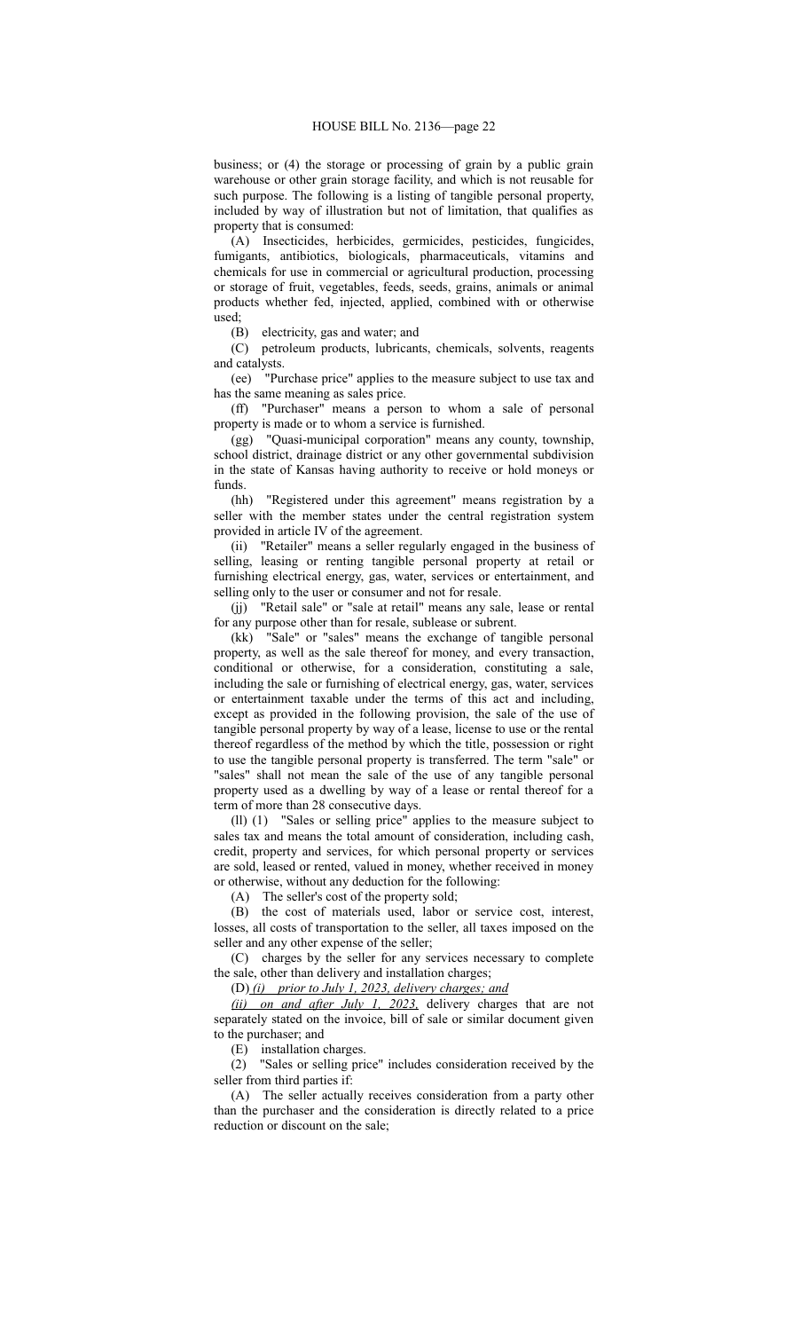business; or (4) the storage or processing of grain by a public grain warehouse or other grain storage facility, and which is not reusable for such purpose. The following is a listing of tangible personal property, included by way of illustration but not of limitation, that qualifies as property that is consumed:

(A) Insecticides, herbicides, germicides, pesticides, fungicides, fumigants, antibiotics, biologicals, pharmaceuticals, vitamins and chemicals for use in commercial or agricultural production, processing or storage of fruit, vegetables, feeds, seeds, grains, animals or animal products whether fed, injected, applied, combined with or otherwise used;

(B) electricity, gas and water; and

(C) petroleum products, lubricants, chemicals, solvents, reagents and catalysts.

(ee) "Purchase price" applies to the measure subject to use tax and has the same meaning as sales price.

(ff) "Purchaser" means a person to whom a sale of personal property is made or to whom a service is furnished.

(gg) "Quasi-municipal corporation" means any county, township, school district, drainage district or any other governmental subdivision in the state of Kansas having authority to receive or hold moneys or funds.

(hh) "Registered under this agreement" means registration by a seller with the member states under the central registration system provided in article IV of the agreement.

(ii) "Retailer" means a seller regularly engaged in the business of selling, leasing or renting tangible personal property at retail or furnishing electrical energy, gas, water, services or entertainment, and selling only to the user or consumer and not for resale.

(jj) "Retail sale" or "sale at retail" means any sale, lease or rental for any purpose other than for resale, sublease or subrent.

(kk) "Sale" or "sales" means the exchange of tangible personal property, as well as the sale thereof for money, and every transaction, conditional or otherwise, for a consideration, constituting a sale, including the sale or furnishing of electrical energy, gas, water, services or entertainment taxable under the terms of this act and including, except as provided in the following provision, the sale of the use of tangible personal property by way of a lease, license to use or the rental thereof regardless of the method by which the title, possession or right to use the tangible personal property is transferred. The term "sale" or "sales" shall not mean the sale of the use of any tangible personal property used as a dwelling by way of a lease or rental thereof for a term of more than 28 consecutive days.

(ll) (1) "Sales or selling price" applies to the measure subject to sales tax and means the total amount of consideration, including cash, credit, property and services, for which personal property or services are sold, leased or rented, valued in money, whether received in money or otherwise, without any deduction for the following:

(A) The seller's cost of the property sold;

(B) the cost of materials used, labor or service cost, interest, losses, all costs of transportation to the seller, all taxes imposed on the seller and any other expense of the seller;

(C) charges by the seller for any services necessary to complete the sale, other than delivery and installation charges;

(D) *(i) prior to July 1, 2023, delivery charges; and*

*(ii) on and after July 1, 2023,* delivery charges that are not separately stated on the invoice, bill of sale or similar document given to the purchaser; and

(E) installation charges.

(2) "Sales or selling price" includes consideration received by the seller from third parties if:

(A) The seller actually receives consideration from a party other than the purchaser and the consideration is directly related to a price reduction or discount on the sale;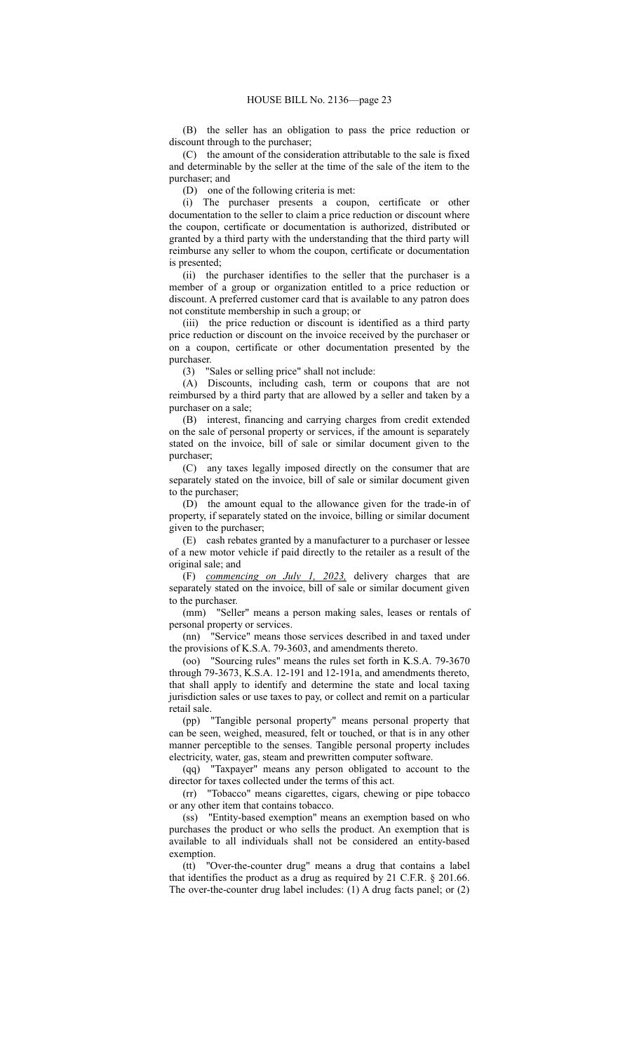(B) the seller has an obligation to pass the price reduction or discount through to the purchaser;

(C) the amount of the consideration attributable to the sale is fixed and determinable by the seller at the time of the sale of the item to the purchaser; and

(D) one of the following criteria is met:

(i) The purchaser presents a coupon, certificate or other documentation to the seller to claim a price reduction or discount where the coupon, certificate or documentation is authorized, distributed or granted by a third party with the understanding that the third party will reimburse any seller to whom the coupon, certificate or documentation is presented;

(ii) the purchaser identifies to the seller that the purchaser is a member of a group or organization entitled to a price reduction or discount. A preferred customer card that is available to any patron does not constitute membership in such a group; or

(iii) the price reduction or discount is identified as a third party price reduction or discount on the invoice received by the purchaser or on a coupon, certificate or other documentation presented by the purchaser.

(3) "Sales or selling price" shall not include:

(A) Discounts, including cash, term or coupons that are not reimbursed by a third party that are allowed by a seller and taken by a purchaser on a sale;

(B) interest, financing and carrying charges from credit extended on the sale of personal property or services, if the amount is separately stated on the invoice, bill of sale or similar document given to the purchaser;

(C) any taxes legally imposed directly on the consumer that are separately stated on the invoice, bill of sale or similar document given to the purchaser;

(D) the amount equal to the allowance given for the trade-in of property, if separately stated on the invoice, billing or similar document given to the purchaser;

(E) cash rebates granted by a manufacturer to a purchaser or lessee of a new motor vehicle if paid directly to the retailer as a result of the original sale; and

(F) *commencing on July 1, 2023,* delivery charges that are separately stated on the invoice, bill of sale or similar document given to the purchaser.

(mm) "Seller" means a person making sales, leases or rentals of personal property or services.

(nn) "Service" means those services described in and taxed under the provisions of K.S.A. 79-3603, and amendments thereto.

(oo) "Sourcing rules" means the rules set forth in K.S.A. 79-3670 through 79-3673, K.S.A. 12-191 and 12-191a, and amendments thereto, that shall apply to identify and determine the state and local taxing jurisdiction sales or use taxes to pay, or collect and remit on a particular retail sale.

(pp) "Tangible personal property" means personal property that can be seen, weighed, measured, felt or touched, or that is in any other manner perceptible to the senses. Tangible personal property includes electricity, water, gas, steam and prewritten computer software.

(qq) "Taxpayer" means any person obligated to account to the director for taxes collected under the terms of this act.

(rr) "Tobacco" means cigarettes, cigars, chewing or pipe tobacco or any other item that contains tobacco.

(ss) "Entity-based exemption" means an exemption based on who purchases the product or who sells the product. An exemption that is available to all individuals shall not be considered an entity-based exemption.

(tt) "Over-the-counter drug" means a drug that contains a label that identifies the product as a drug as required by 21 C.F.R. § 201.66. The over-the-counter drug label includes: (1) A drug facts panel; or (2)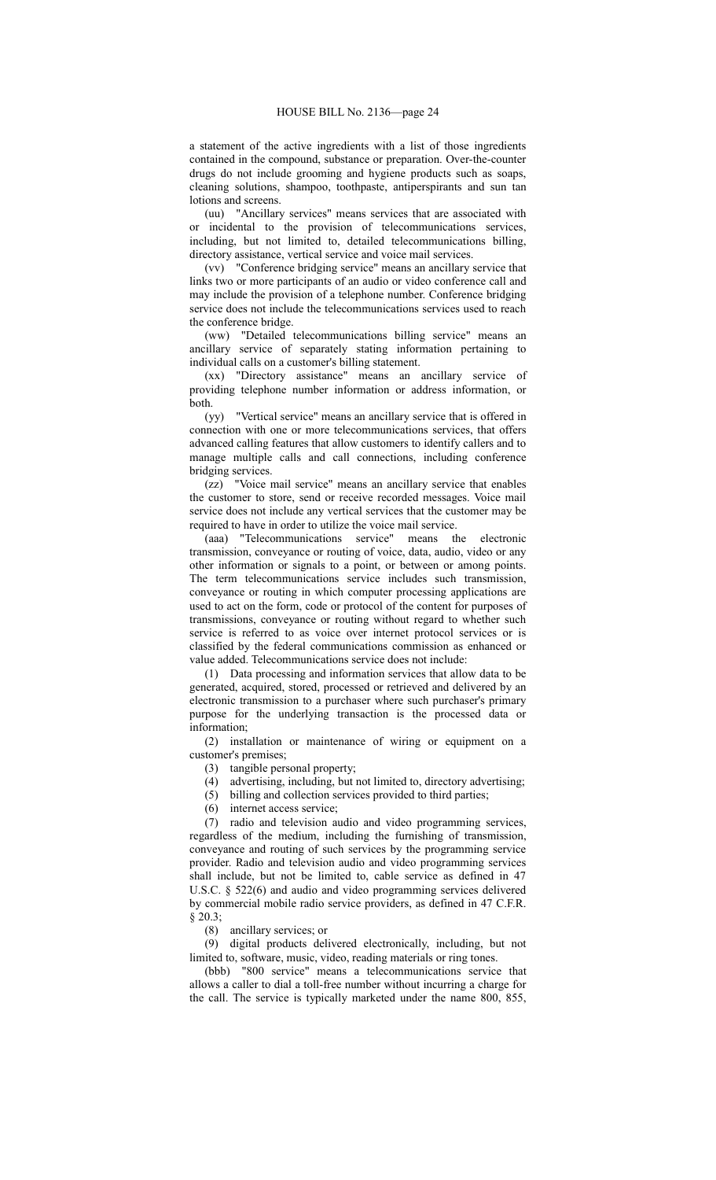a statement of the active ingredients with a list of those ingredients contained in the compound, substance or preparation. Over-the-counter drugs do not include grooming and hygiene products such as soaps, cleaning solutions, shampoo, toothpaste, antiperspirants and sun tan lotions and screens.

(uu) "Ancillary services" means services that are associated with or incidental to the provision of telecommunications services, including, but not limited to, detailed telecommunications billing, directory assistance, vertical service and voice mail services.

(vv) "Conference bridging service" means an ancillary service that links two or more participants of an audio or video conference call and may include the provision of a telephone number. Conference bridging service does not include the telecommunications services used to reach the conference bridge.

(ww) "Detailed telecommunications billing service" means an ancillary service of separately stating information pertaining to individual calls on a customer's billing statement.

(xx) "Directory assistance" means an ancillary service of providing telephone number information or address information, or both.

(yy) "Vertical service" means an ancillary service that is offered in connection with one or more telecommunications services, that offers advanced calling features that allow customers to identify callers and to manage multiple calls and call connections, including conference bridging services.

(zz) "Voice mail service" means an ancillary service that enables the customer to store, send or receive recorded messages. Voice mail service does not include any vertical services that the customer may be required to have in order to utilize the voice mail service.

(aaa) "Telecommunications service" means the electronic transmission, conveyance or routing of voice, data, audio, video or any other information or signals to a point, or between or among points. The term telecommunications service includes such transmission, conveyance or routing in which computer processing applications are used to act on the form, code or protocol of the content for purposes of transmissions, conveyance or routing without regard to whether such service is referred to as voice over internet protocol services or is classified by the federal communications commission as enhanced or value added. Telecommunications service does not include:

(1) Data processing and information services that allow data to be generated, acquired, stored, processed or retrieved and delivered by an electronic transmission to a purchaser where such purchaser's primary purpose for the underlying transaction is the processed data or information;

(2) installation or maintenance of wiring or equipment on a customer's premises;

(3) tangible personal property;

(4) advertising, including, but not limited to, directory advertising;

(5) billing and collection services provided to third parties;

(6) internet access service;

(7) radio and television audio and video programming services, regardless of the medium, including the furnishing of transmission, conveyance and routing of such services by the programming service provider. Radio and television audio and video programming services shall include, but not be limited to, cable service as defined in 47 U.S.C. § 522(6) and audio and video programming services delivered by commercial mobile radio service providers, as defined in 47 C.F.R. § 20.3;

(8) ancillary services; or

(9) digital products delivered electronically, including, but not limited to, software, music, video, reading materials or ring tones.

(bbb) "800 service" means a telecommunications service that allows a caller to dial a toll-free number without incurring a charge for the call. The service is typically marketed under the name 800, 855,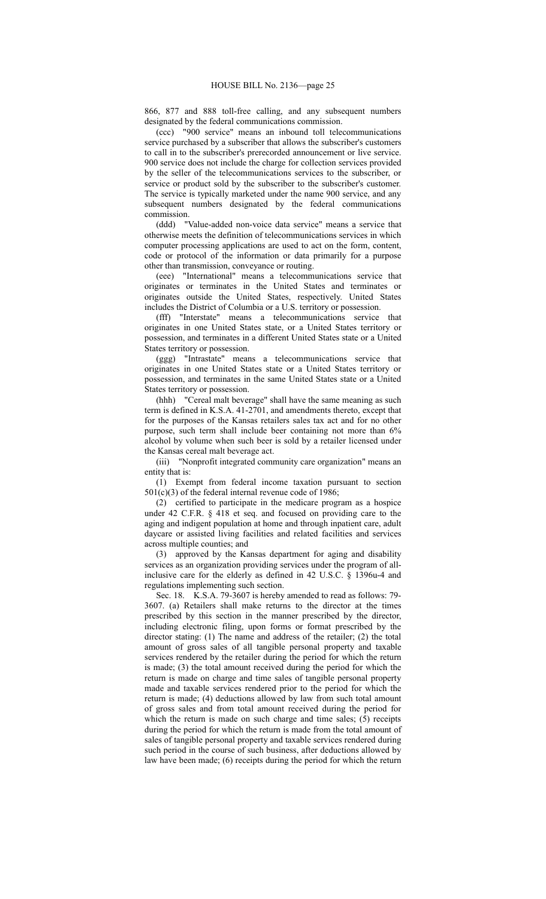866, 877 and 888 toll-free calling, and any subsequent numbers designated by the federal communications commission.

(ccc) "900 service" means an inbound toll telecommunications service purchased by a subscriber that allows the subscriber's customers to call in to the subscriber's prerecorded announcement or live service. 900 service does not include the charge for collection services provided by the seller of the telecommunications services to the subscriber, or service or product sold by the subscriber to the subscriber's customer. The service is typically marketed under the name 900 service, and any subsequent numbers designated by the federal communications commission.

(ddd) "Value-added non-voice data service" means a service that otherwise meets the definition of telecommunications services in which computer processing applications are used to act on the form, content, code or protocol of the information or data primarily for a purpose other than transmission, conveyance or routing.

(eee) "International" means a telecommunications service that originates or terminates in the United States and terminates or originates outside the United States, respectively. United States includes the District of Columbia or a U.S. territory or possession.

(fff) "Interstate" means a telecommunications service that originates in one United States state, or a United States territory or possession, and terminates in a different United States state or a United States territory or possession.

(ggg) "Intrastate" means a telecommunications service that originates in one United States state or a United States territory or possession, and terminates in the same United States state or a United States territory or possession.

(hhh) "Cereal malt beverage" shall have the same meaning as such term is defined in K.S.A. 41-2701, and amendments thereto, except that for the purposes of the Kansas retailers sales tax act and for no other purpose, such term shall include beer containing not more than 6% alcohol by volume when such beer is sold by a retailer licensed under the Kansas cereal malt beverage act.

(iii) "Nonprofit integrated community care organization" means an entity that is:

(1) Exempt from federal income taxation pursuant to section 501(c)(3) of the federal internal revenue code of 1986;

(2) certified to participate in the medicare program as a hospice under 42 C.F.R. § 418 et seq. and focused on providing care to the aging and indigent population at home and through inpatient care, adult daycare or assisted living facilities and related facilities and services across multiple counties; and

(3) approved by the Kansas department for aging and disability services as an organization providing services under the program of all-inclusive care for the elderly as defined in 42 U.S.C. § 1396u-4 and regulations implementing such section.

Sec. 18. K.S.A. 79-3607 is hereby amended to read as follows: 79-3607. (a) Retailers shall make returns to the director at the times prescribed by this section in the manner prescribed by the director, including electronic filing, upon forms or format prescribed by the director stating: (1) The name and address of the retailer; (2) the total amount of gross sales of all tangible personal property and taxable services rendered by the retailer during the period for which the return is made; (3) the total amount received during the period for which the return is made on charge and time sales of tangible personal property made and taxable services rendered prior to the period for which the return is made; (4) deductions allowed by law from such total amount of gross sales and from total amount received during the period for which the return is made on such charge and time sales; (5) receipts during the period for which the return is made from the total amount of sales of tangible personal property and taxable services rendered during such period in the course of such business, after deductions allowed by law have been made; (6) receipts during the period for which the return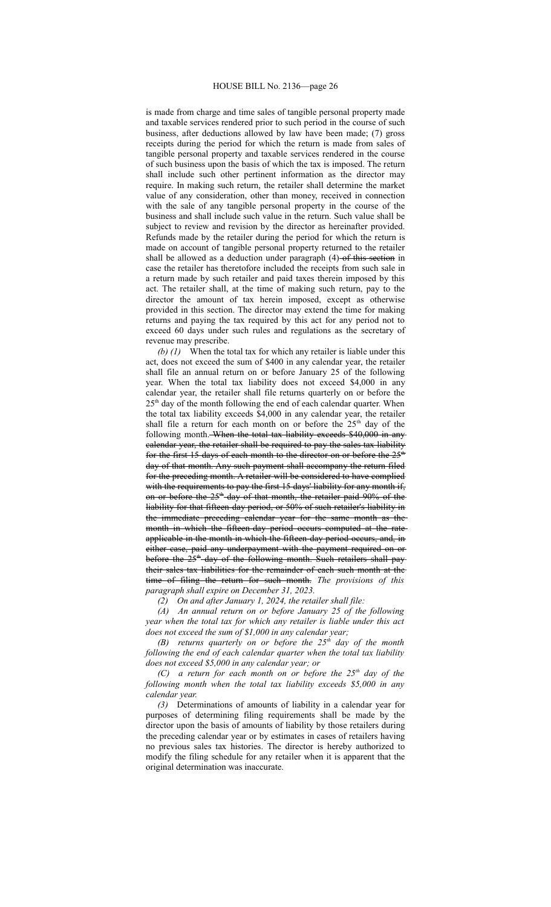is made from charge and time sales of tangible personal property made and taxable services rendered prior to such period in the course of such business, after deductions allowed by law have been made; (7) gross receipts during the period for which the return is made from sales of tangible personal property and taxable services rendered in the course of such business upon the basis of which the tax is imposed. The return shall include such other pertinent information as the director may require. In making such return, the retailer shall determine the market value of any consideration, other than money, received in connection with the sale of any tangible personal property in the course of the business and shall include such value in the return. Such value shall be subject to review and revision by the director as hereinafter provided. Refunds made by the retailer during the period for which the return is made on account of tangible personal property returned to the retailer shall be allowed as a deduction under paragraph (4) ~~of this section~~ in case the retailer has theretofore included the receipts from such sale in a return made by such retailer and paid taxes therein imposed by this act. The retailer shall, at the time of making such return, pay to the director the amount of tax herein imposed, except as otherwise provided in this section. The director may extend the time for making returns and paying the tax required by this act for any period not to exceed 60 days under such rules and regulations as the secretary of revenue may prescribe.

*(b) (1)* When the total tax for which any retailer is liable under this act, does not exceed the sum of $400 in any calendar year, the retailer shall file an annual return on or before January 25 of the following year. When the total tax liability does not exceed $4,000 in any calendar year, the retailer shall file returns quarterly on or before the 25th day of the month following the end of each calendar quarter. When the total tax liability exceeds $4,000 in any calendar year, the retailer shall file a return for each month on or before the 25th day of the following month. ~~When the total tax liability exceeds $40,000 in any calendar year, the retailer shall be required to pay the sales tax liability for the first 15 days of each month to the director on or before the 25th day of that month. Any such payment shall accompany the return filed for the preceding month. A retailer will be considered to have complied with the requirements to pay the first 15 days' liability for any month if, on or before the 25th day of that month, the retailer paid 90% of the liability for that fifteen-day period, or 50% of such retailer's liability in the immediate preceding calendar year for the same month as the month in which the fifteen-day period occurs computed at the rate applicable in the month in which the fifteen-day period occurs, and, in either case, paid any underpayment with the payment required on or before the 25th day of the following month. Such retailers shall pay their sales tax liabilities for the remainder of each such month at the time of filing the return for such month.~~ *The provisions of this paragraph shall expire on December 31, 2023.*

*(2) On and after January 1, 2024, the retailer shall file:*

*(A) An annual return on or before January 25 of the following year when the total tax for which any retailer is liable under this act does not exceed the sum of $1,000 in any calendar year;*

*(B) returns quarterly on or before the 25th day of the month following the end of each calendar quarter when the total tax liability does not exceed $5,000 in any calendar year; or*

*(C) a return for each month on or before the 25th day of the following month when the total tax liability exceeds $5,000 in any calendar year.*

*(3)* Determinations of amounts of liability in a calendar year for purposes of determining filing requirements shall be made by the director upon the basis of amounts of liability by those retailers during the preceding calendar year or by estimates in cases of retailers having no previous sales tax histories. The director is hereby authorized to modify the filing schedule for any retailer when it is apparent that the original determination was inaccurate.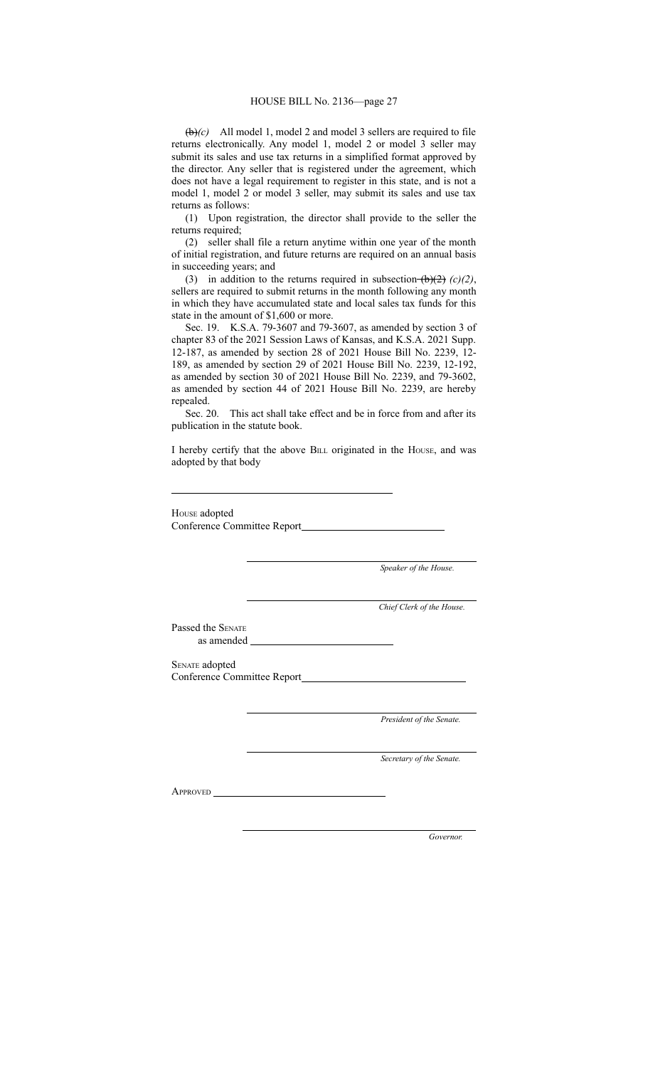~~(b)~~*(c)* All model 1, model 2 and model 3 sellers are required to file returns electronically. Any model 1, model 2 or model 3 seller may submit its sales and use tax returns in a simplified format approved by the director. Any seller that is registered under the agreement, which does not have a legal requirement to register in this state, and is not a model 1, model 2 or model 3 seller, may submit its sales and use tax returns as follows:

(1) Upon registration, the director shall provide to the seller the returns required;

(2) seller shall file a return anytime within one year of the month of initial registration, and future returns are required on an annual basis in succeeding years; and

(3) in addition to the returns required in subsection ~~(b)(2)~~ *(c)(2)*, sellers are required to submit returns in the month following any month in which they have accumulated state and local sales tax funds for this state in the amount of $1,600 or more.

Sec. 19. K.S.A. 79-3607 and 79-3607, as amended by section 3 of chapter 83 of the 2021 Session Laws of Kansas, and K.S.A. 2021 Supp. 12-187, as amended by section 28 of 2021 House Bill No. 2239, 12-189, as amended by section 29 of 2021 House Bill No. 2239, 12-192, as amended by section 30 of 2021 House Bill No. 2239, and 79-3602, as amended by section 44 of 2021 House Bill No. 2239, are hereby repealed.

Sec. 20. This act shall take effect and be in force from and after its publication in the statute book.

I hereby certify that the above Bill originated in the House, and was adopted by that body

\_\_\_\_\_\_\_\_\_\_\_\_\_\_\_\_\_\_\_\_\_\_\_\_\_\_\_\_

House adopted
Conference Committee Report \_\_\_\_\_\_\_\_\_\_\_\_\_\_\_\_\_\_\_\_

\_\_\_\_\_\_\_\_\_\_\_\_\_\_\_\_\_\_\_\_\_\_\_\_\_\_\_\_
*Speaker of the House.*

\_\_\_\_\_\_\_\_\_\_\_\_\_\_\_\_\_\_\_\_\_\_\_\_\_\_\_\_
*Chief Clerk of the House.*

Passed the Senate
as amended \_\_\_\_\_\_\_\_\_\_\_\_\_\_\_\_\_\_\_\_

Senate adopted
Conference Committee Report \_\_\_\_\_\_\_\_\_\_\_\_\_\_\_\_\_\_\_\_

\_\_\_\_\_\_\_\_\_\_\_\_\_\_\_\_\_\_\_\_\_\_\_\_\_\_\_\_
*President of the Senate.*

\_\_\_\_\_\_\_\_\_\_\_\_\_\_\_\_\_\_\_\_\_\_\_\_\_\_\_\_
*Secretary of the Senate.*

Approved \_\_\_\_\_\_\_\_\_\_\_\_\_\_\_\_\_\_\_\_

\_\_\_\_\_\_\_\_\_\_\_\_\_\_\_\_\_\_\_\_\_\_\_\_\_\_\_\_
*Governor.*